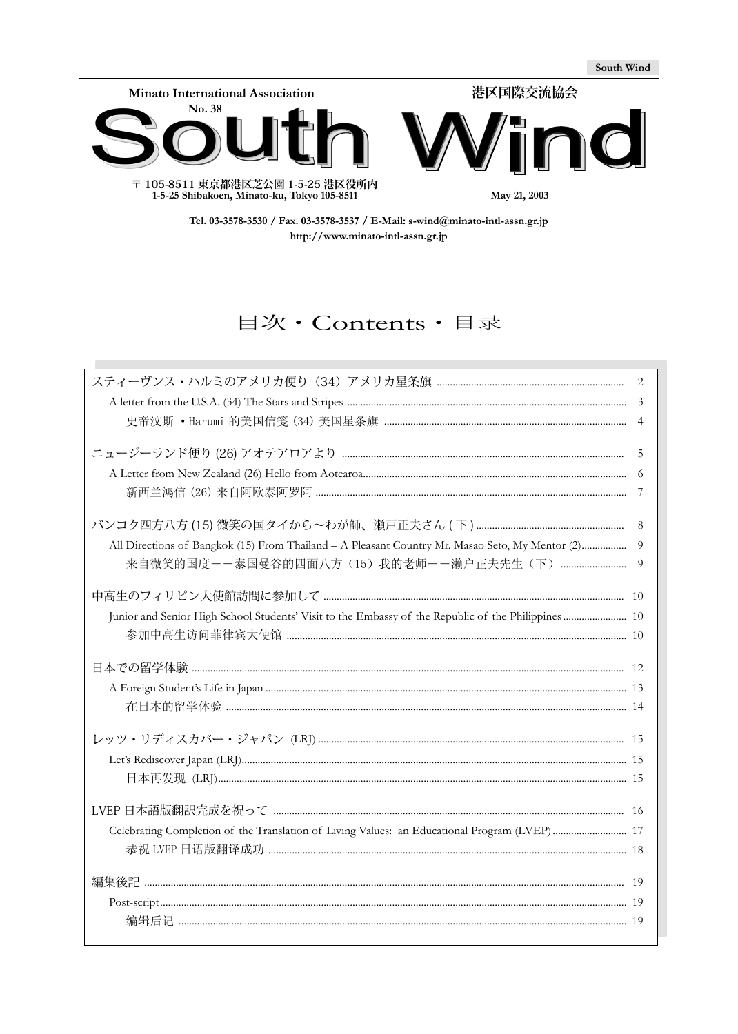South Wind

Minato International Association　　　　　港区国際交流協会

No. 38

# South Wind

〒105-8511 東京都港区芝公園 1-5-25 港区役所内
1-5-25 Shibakoen, Minato-ku, Tokyo 105-8511

May 21, 2003

Tel. 03-3578-3530 / Fax. 03-3578-3537 / E-Mail: s-wind@minato-intl-assn.gr.jp
http://www.minato-intl-assn.gr.jp

## 目次・Contents・目录

| | |
|---|---|
| スティーヴンス・ハルミのアメリカ便り（34）アメリカ星条旗 | 2 |
| A letter from the U.S.A. (34) The Stars and Stripes | 3 |
| 史帝汶斯・Harumi 的美国信笺（34）美国星条旗 | 4 |
| ニュージーランド便り (26) アオテアロアより | 5 |
| A Letter from New Zealand (26) Hello from Aotearoa | 6 |
| 新西兰鸿信（26）来自阿欧泰阿罗阿 | 7 |
| バンコク四方八方 (15) 微笑の国タイから～わが師、瀬戸正夫さん (下) | 8 |
| All Directions of Bangkok (15) From Thailand – A Pleasant Country Mr. Masao Seto, My Mentor (2) | 9 |
| 来自微笑的国度——泰国曼谷的四面八方（15）我的老师——濑户正夫先生（下） | 9 |
| 中高生のフィリピン大使館訪問に参加して | 10 |
| Junior and Senior High School Students' Visit to the Embassy of the Republic of the Philippines | 10 |
| 参加中高生访问菲律宾大使馆 | 10 |
| 日本での留学体験 | 12 |
| A Foreign Student's Life in Japan | 13 |
| 在日本的留学体验 | 14 |
| レッツ・リディスカバー・ジャパン (LRJ) | 15 |
| Let's Rediscover Japan (LRJ) | 15 |
| 日本再发现 (LRJ) | 15 |
| LVEP 日本語版翻訳完成を祝って | 16 |
| Celebrating Completion of the Translation of Living Values: an Educational Program (LVEP) | 17 |
| 恭祝 LVEP 日语版翻译成功 | 18 |
| 編集後記 | 19 |
| Post-script | 19 |
| 编辑后记 | 19 |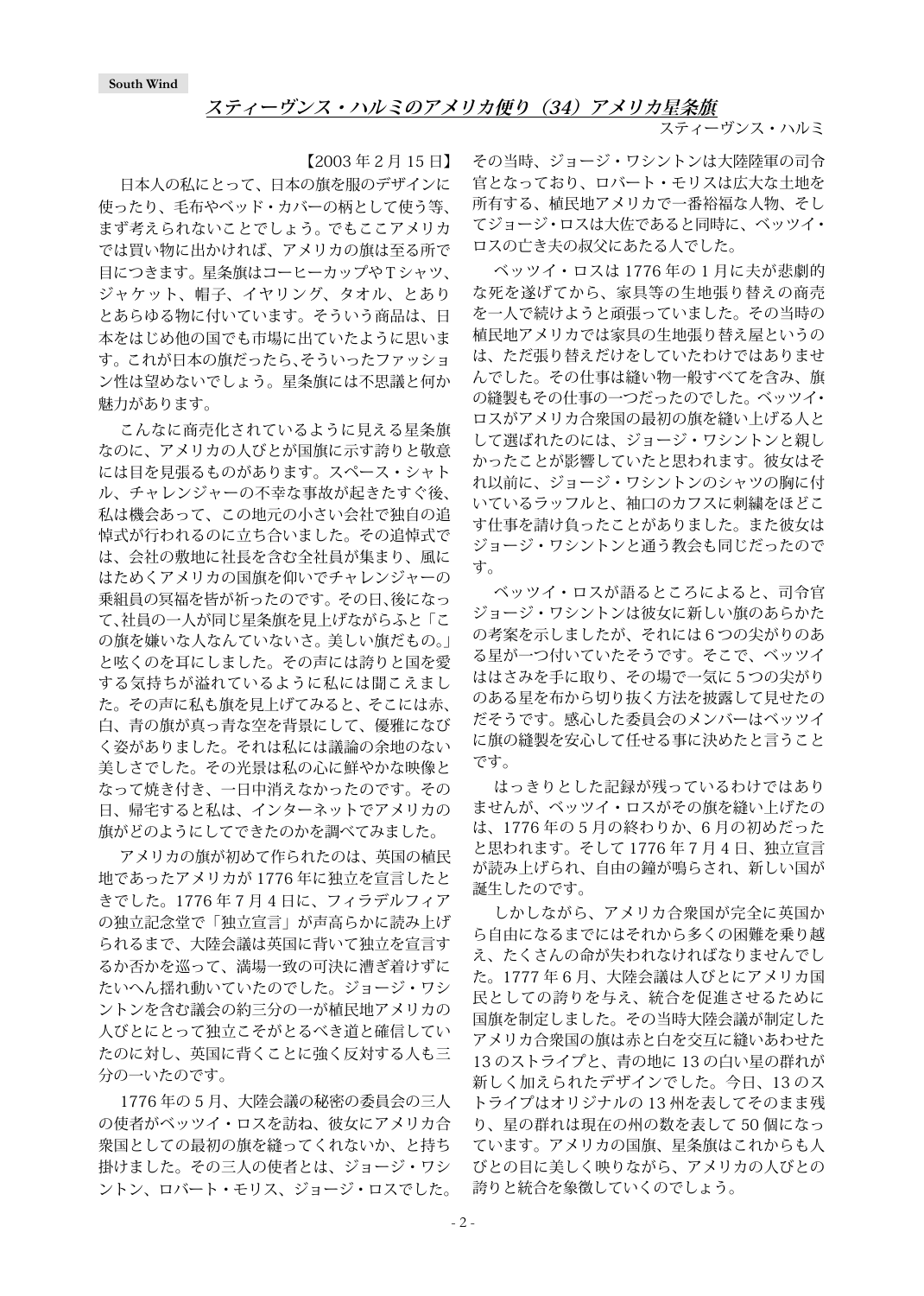South Wind

## *スティーヴンス・ハルミのアメリカ便り（34）アメリカ星条旗*

スティーヴンス・ハルミ

【2003年2月15日】

日本人の私にとって、日本の旗を服のデザインに使ったり、毛布やベッド・カバーの柄として使う等、まず考えられないことでしょう。でもここアメリカでは買い物に出かければ、アメリカの旗は至る所で目につきます。星条旗はコーヒーカップやTシャツ、ジャケット、帽子、イヤリング、タオル、とありとあらゆる物に付いています。そういう商品は、日本をはじめ他の国でも市場に出ていたように思います。これが日本の旗だったら、そういったファッション性は望めないでしょう。星条旗には不思議と何か魅力があります。

こんなに商売化されているように見える星条旗なのに、アメリカの人びとが国旗に示す誇りと敬意には目を見張るものがあります。スペース・シャトル、チャレンジャーの不幸な事故が起きたすぐ後、私は機会あって、この地元の小さい会社で独自の追悼式が行われるのに立ち合いました。その追悼式では、会社の敷地に社長を含む全社員が集まり、風にはためくアメリカの国旗を仰いでチャレンジャーの乗組員の冥福を皆が祈ったのです。その日、後になって、社員の一人が同じ星条旗を見上げながらふと「この旗を嫌いな人なんていないさ。美しい旗だもの。」と呟くのを耳にしました。その声には誇りと国を愛する気持ちが溢れているように私には聞こえました。その声に私も旗を見上げてみると、そこには赤、白、青の旗が真っ青な空を背景にして、優雅になびく姿がありました。それは私には議論の余地のない美しさでした。その光景は私の心に鮮やかな映像となって焼き付き、一日中消えなかったのです。その日、帰宅すると私は、インターネットでアメリカの旗がどのようにしてできたのかを調べてみました。

アメリカの旗が初めて作られたのは、英国の植民地であったアメリカが1776年に独立を宣言したときでした。1776年7月4日に、フィラデルフィアの独立記念堂で「独立宣言」が声高らかに読み上げられるまで、大陸会議は英国に背いて独立を宣言するか否かを巡って、満場一致の可決に漕ぎ着けずにたいへん揺れ動いていたのでした。ジョージ・ワシントンを含む議会の約三分の一が植民地アメリカの人びとにとって独立こそがとるべき道と確信していたのに対し、英国に背くことに強く反対する人も三分の一いたのです。

1776年の5月、大陸会議の秘密の委員会の三人の使者がベッツイ・ロスを訪ね、彼女にアメリカ合衆国としての最初の旗を縫ってくれないか、と持ち掛けました。その三人の使者とは、ジョージ・ワシントン、ロバート・モリス、ジョージ・ロスでした。その当時、ジョージ・ワシントンは大陸陸軍の司令官となっており、ロバート・モリスは広大な土地を所有する、植民地アメリカで一番裕福な人物、そしてジョージ・ロスは大佐であると同時に、ベッツイ・ロスの亡き夫の叔父にあたる人でした。

ベッツイ・ロスは1776年の1月に夫が悲劇的な死を遂げてから、家具等の生地張り替えの商売を一人で続けようと頑張っていました。その当時の植民地アメリカでは家具の生地張り替え屋というのは、ただ張り替えだけをしていたわけではありませんでした。その仕事は縫い物一般すべてを含み、旗の縫製もその仕事の一つだったのでした。ベッツイ・ロスがアメリカ合衆国の最初の旗を縫い上げる人として選ばれたのには、ジョージ・ワシントンと親しかったことが影響していたと思われます。彼女はそれ以前に、ジョージ・ワシントンのシャツの胸に付いているラッフルと、袖口のカフスに刺繍をほどこす仕事を請け負ったことがありました。また彼女はジョージ・ワシントンと通う教会も同じだったのです。

ベッツイ・ロスが語るところによると、司令官ジョージ・ワシントンは彼女に新しい旗のあらかたの考案を示しましたが、それには6つの尖がりのある星が一つ付いていたそうです。そこで、ベッツイははさみを手に取り、その場で一気に5つの尖がりのある星を布から切り抜く方法を披露して見せたのだそうです。感心した委員会のメンバーはベッツイに旗の縫製を安心して任せる事に決めたと言うことです。

はっきりとした記録が残っているわけではありませんが、ベッツイ・ロスがその旗を縫い上げたのは、1776年の5月の終わりか、6月の初めだったと思われます。そして1776年7月4日、独立宣言が読み上げられ、自由の鐘が鳴らされ、新しい国が誕生したのです。

しかしながら、アメリカ合衆国が完全に英国から自由になるまでにはそれから多くの困難を乗り越え、たくさんの命が失われなければなりませんでした。1777年6月、大陸会議は人びとにアメリカ国民としての誇りを与え、統合を促進させるために国旗を制定しました。その当時大陸会議が制定したアメリカ合衆国の旗は赤と白を交互に縫いあわせた13のストライプと、青の地に13の白い星の群れが新しく加えられたデザインでした。今日、13のストライプはオリジナルの13州を表してそのまま残り、星の群れは現在の州の数を表して50個になっています。アメリカの国旗、星条旗はこれからも人びとの目に美しく映りながら、アメリカの人びとの誇りと統合を象徴していくのでしょう。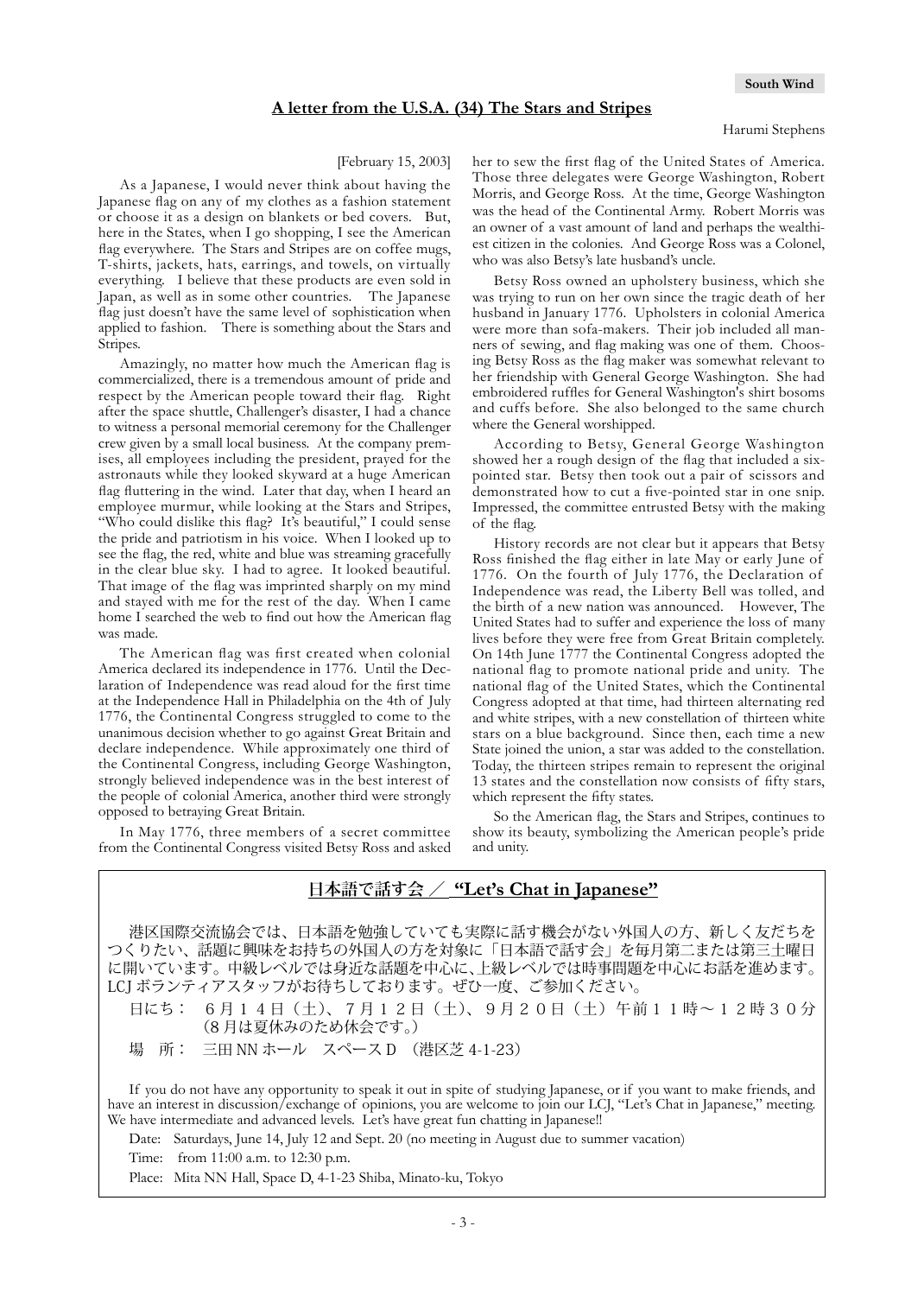## A letter from the U.S.A. (34) The Stars and Stripes

Harumi Stephens

[February 15, 2003]

As a Japanese, I would never think about having the Japanese flag on any of my clothes as a fashion statement or choose it as a design on blankets or bed covers. But, here in the States, when I go shopping, I see the American flag everywhere. The Stars and Stripes are on coffee mugs, T-shirts, jackets, hats, earrings, and towels, on virtually everything. I believe that these products are even sold in Japan, as well as in some other countries. The Japanese flag just doesn't have the same level of sophistication when applied to fashion. There is something about the Stars and Stripes.

Amazingly, no matter how much the American flag is commercialized, there is a tremendous amount of pride and respect by the American people toward their flag. Right after the space shuttle, Challenger's disaster, I had a chance to witness a personal memorial ceremony for the Challenger crew given by a small local business. At the company premises, all employees including the president, prayed for the astronauts while they looked skyward at a huge American flag fluttering in the wind. Later that day, when I heard an employee murmur, while looking at the Stars and Stripes, "Who could dislike this flag? It's beautiful," I could sense the pride and patriotism in his voice. When I looked up to see the flag, the red, white and blue was streaming gracefully in the clear blue sky. I had to agree. It looked beautiful. That image of the flag was imprinted sharply on my mind and stayed with me for the rest of the day. When I came home I searched the web to find out how the American flag was made.

The American flag was first created when colonial America declared its independence in 1776. Until the Declaration of Independence was read aloud for the first time at the Independence Hall in Philadelphia on the 4th of July 1776, the Continental Congress struggled to come to the unanimous decision whether to go against Great Britain and declare independence. While approximately one third of the Continental Congress, including George Washington, strongly believed independence was in the best interest of the people of colonial America, another third were strongly opposed to betraying Great Britain.

In May 1776, three members of a secret committee from the Continental Congress visited Betsy Ross and asked her to sew the first flag of the United States of America. Those three delegates were George Washington, Robert Morris, and George Ross. At the time, George Washington was the head of the Continental Army. Robert Morris was an owner of a vast amount of land and perhaps the wealthiest citizen in the colonies. And George Ross was a Colonel, who was also Betsy's late husband's uncle.

Betsy Ross owned an upholstery business, which she was trying to run on her own since the tragic death of her husband in January 1776. Upholsters in colonial America were more than sofa-makers. Their job included all manners of sewing, and flag making was one of them. Choosing Betsy Ross as the flag maker was somewhat relevant to her friendship with General George Washington. She had embroidered ruffles for General Washington's shirt bosoms and cuffs before. She also belonged to the same church where the General worshipped.

According to Betsy, General George Washington showed her a rough design of the flag that included a six-pointed star. Betsy then took out a pair of scissors and demonstrated how to cut a five-pointed star in one snip. Impressed, the committee entrusted Betsy with the making of the flag.

History records are not clear but it appears that Betsy Ross finished the flag either in late May or early June of 1776. On the fourth of July 1776, the Declaration of Independence was read, the Liberty Bell was tolled, and the birth of a new nation was announced. However, The United States had to suffer and experience the loss of many lives before they were free from Great Britain completely. On 14th June 1777 the Continental Congress adopted the national flag to promote national pride and unity. The national flag of the United States, which the Continental Congress adopted at that time, had thirteen alternating red and white stripes, with a new constellation of thirteen white stars on a blue background. Since then, each time a new State joined the union, a star was added to the constellation. Today, the thirteen stripes remain to represent the original 13 states and the constellation now consists of fifty stars, which represent the fifty states.

So the American flag, the Stars and Stripes, continues to show its beauty, symbolizing the American people's pride and unity.

---

## 日本語で話す会 ／ "Let's Chat in Japanese"

港区国際交流協会では、日本語を勉強していても実際に話す機会がない外国人の方、新しく友だちをつくりたい、話題に興味をお持ちの外国人の方を対象に「日本語で話す会」を毎月第二または第三土曜日に開いています。中級レベルでは身近な話題を中心に、上級レベルでは時事問題を中心にお話を進めます。LCJ ボランティアスタッフがお待ちしております。ぜひ一度、ご参加ください。

日にち：　６月１４日（土）、７月１２日（土）、９月２０日（土）午前１１時～１２時３０分
（８月は夏休みのため休会です。）

場　所：　三田 NN ホール　スペース D　（港区芝 4-1-23）

If you do not have any opportunity to speak it out in spite of studying Japanese, or if you want to make friends, and have an interest in discussion/exchange of opinions, you are welcome to join our LCJ, "Let's Chat in Japanese," meeting. We have intermediate and advanced levels. Let's have great fun chatting in Japanese!!

Date: Saturdays, June 14, July 12 and Sept. 20 (no meeting in August due to summer vacation)

Time: from 11:00 a.m. to 12:30 p.m.

Place: Mita NN Hall, Space D, 4-1-23 Shiba, Minato-ku, Tokyo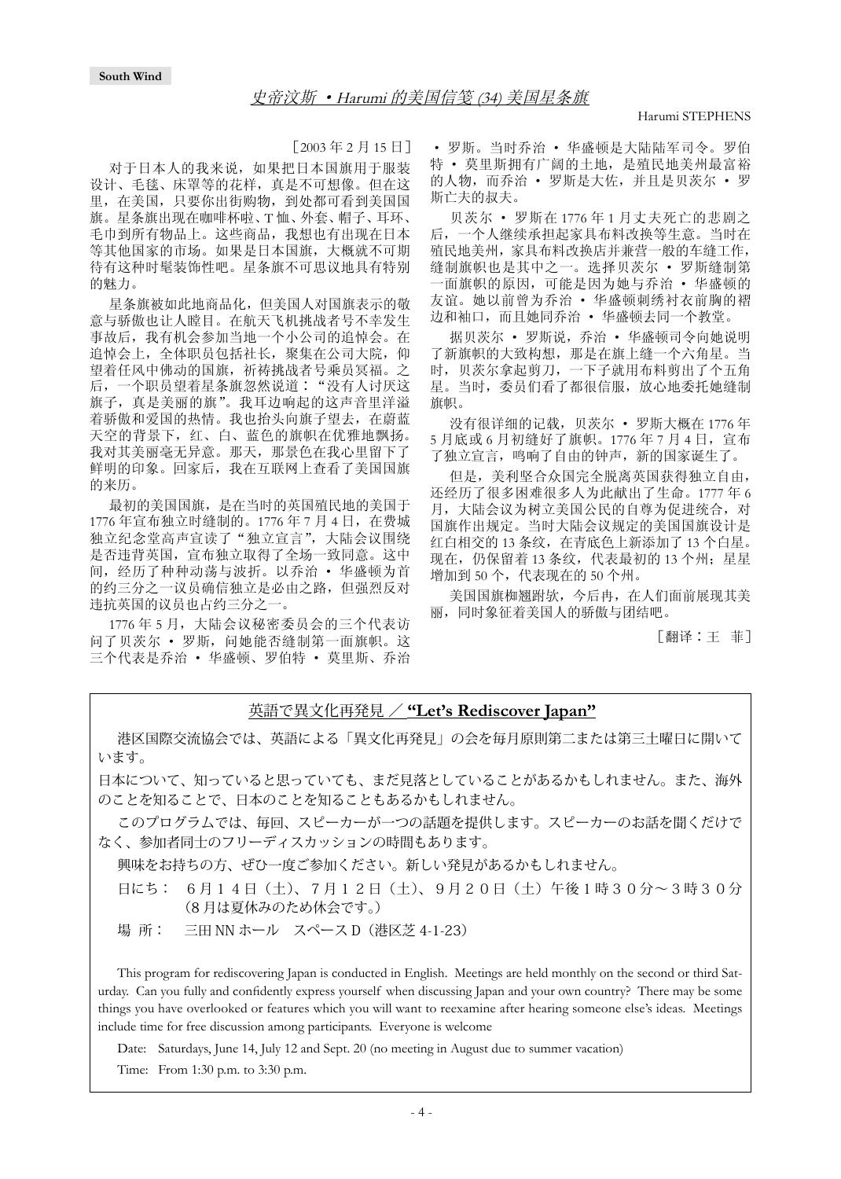## 史帝汶斯 ・Harumi 的美国信笺 (34) 美国星条旗

Harumi STEPHENS

［2003 年 2 月 15 日］

对于日本人的我来说，如果把日本国旗用于服装设计、毛毯、床罩等的花样，真是不可想像。但在这里，在美国，只要你出街购物，到处都可看到美国国旗。星条旗出现在咖啡杯啦、T 恤、外套、帽子、耳环、毛巾到所有物品上。这些商品，我想也有出现在日本等其他国家的市场。如果是日本国旗，大概就不可期待有这种时髦装饰性吧。星条旗不可思议地具有特别的魅力。

星条旗被如此地商品化，但美国人对国旗表示的敬意与骄傲也让人瞠目。在航天飞机挑战者号不幸发生事故后，我有机会参加当地一个小公司的追悼会。在追悼会上，全体职员包括社长，聚集在公司大院，仰望着任风中佛动的国旗，祈祷挑战者号乘员冥福。之后，一个职员望着星条旗忽然说道："没有人讨厌这旗子，真是美丽的旗"。我耳边响起的这声音里洋溢着骄傲和爱国的热情。我也抬头向旗子望去，在蔚蓝天空的背景下，红、白、蓝色的旗帜在优雅地飘扬。我对其美丽毫无异意。那天，那景色在我心里留下了鲜明的印象。回家后，我在互联网上查看了美国国旗的来历。

最初的美国国旗，是在当时的英国殖民地的美国于 1776 年宣布独立时缝制的。1776 年 7 月 4 日，在费城独立纪念堂高声宣读了"独立宣言"，大陆会议围绕是否违背英国，宣布独立取得了全场一致同意。这中间，经历了种种动荡与波折。以乔治 ・ 华盛顿为首的约三分之一议员确信独立是必由之路，但强烈反对违抗英国的议员也占约三分之一。

1776 年 5 月，大陆会议秘密委员会的三个代表访问了贝茨尔 ・ 罗斯，问她能否缝制第一面旗帜。这三个代表是乔治 ・ 华盛顿、罗伯特 ・ 莫里斯、乔治 ・ 罗斯。当时乔治 ・ 华盛顿是大陆陆军司令。罗伯特 ・ 莫里斯拥有广阔的土地，是殖民地美州最富裕的人物，而乔治 ・ 罗斯是大佐，并且是贝茨尔 ・ 罗斯亡夫的叔夫。

贝茨尔 ・ 罗斯在 1776 年 1 月丈夫死亡的悲剧之后，一个人继续承担起家具布料改换等生意。当时在殖民地美州，家具布料改换店并兼营一般的车缝工作，缝制旗帜也是其中之一。选择贝茨尔 ・ 罗斯缝制第一面旗帜的原因，可能是因为她与乔治 ・ 华盛顿的友谊。她以前曾为乔治 ・ 华盛顿刺绣衬衣前胸的褶边和袖口，而且她同乔治 ・ 华盛顿去同一个教堂。

据贝茨尔 ・ 罗斯说，乔治 ・ 华盛顿司令向她说明了新旗帜的大致构想，那是在旗上缝一个六角星。当时，贝茨尔拿起剪刀，一下子就用布料剪出了个五角星。当时，委员们看了都很信服，放心地委托她缝制旗帜。

没有很详细的记载，贝茨尔 ・ 罗斯大概在 1776 年 5 月底或 6 月初缝好了旗帜。1776 年 7 月 4 日，宣布了独立宣言，鸣响了自由的钟声，新的国家诞生了。

但是，美利坚合众国完全脱离英国获得独立自由，还经历了很多困难很多人为此献出了生命。1777 年 6 月，大陆会议为树立美国公民的自尊为促进统合，对国旗作出规定。当时大陆会议规定的美国国旗设计是红白相交的 13 条纹，在青底色上新添加了 13 个白星。现在，仍保留着 13 条纹，代表最初的 13 个州；星星增加到 50 个，代表现在的 50 个州。

美国国旗栩翾跗饮，今后冉，在人们面前展现其美丽，同时象征着美国人的骄傲与团结吧。

［翻译：王　菲］

---

## 英語で異文化再発見 ／ **"Let's Rediscover Japan"**

港区国際交流協会では、英語による「異文化再発見」の会を毎月原則第二または第三土曜日に開いています。

日本について、知っていると思っていても、まだ見落としていることがあるかもしれません。また、海外のことを知ることで、日本のことを知ることもあるかもしれません。

このプログラムでは、毎回、スピーカーが一つの話題を提供します。スピーカーのお話を聞くだけでなく、参加者同士のフリーディスカッションの時間もあります。

興味をお持ちの方、ぜひ一度ご参加ください。新しい発見があるかもしれません。

日にち：　６月１４日（土）、７月１２日（土）、９月２０日（土）午後１時３０分～３時３０分
（8 月は夏休みのため休会です。）

場 所：　三田 NN ホール　スペース D（港区芝 4-1-23）

This program for rediscovering Japan is conducted in English. Meetings are held monthly on the second or third Saturday. Can you fully and confidently express yourself when discussing Japan and your own country? There may be some things you have overlooked or features which you will want to reexamine after hearing someone else's ideas. Meetings include time for free discussion among participants. Everyone is welcome

Date: Saturdays, June 14, July 12 and Sept. 20 (no meeting in August due to summer vacation)

Time: From 1:30 p.m. to 3:30 p.m.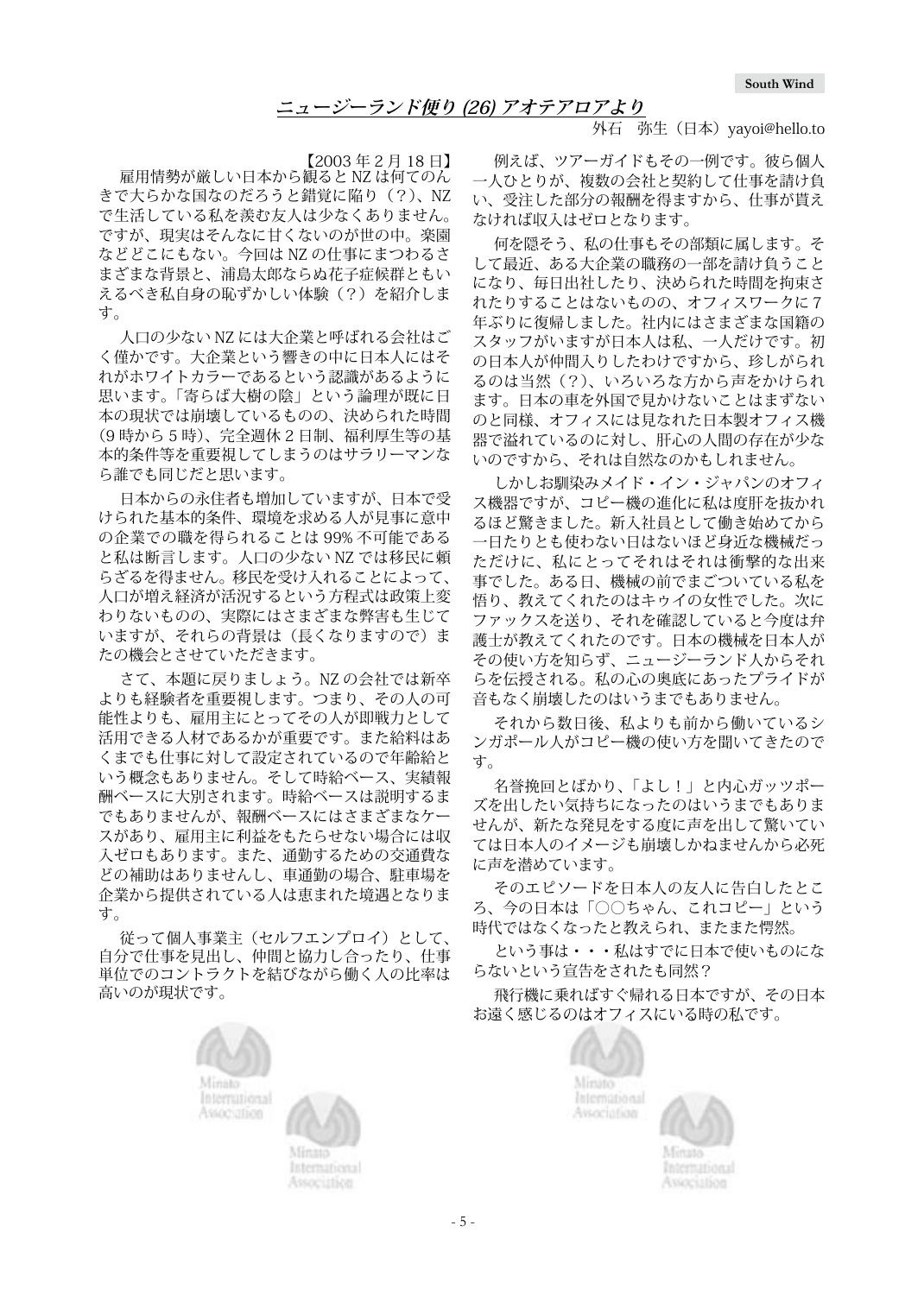## *ニュージーランド便り (26) アオテアロアより*

外石　弥生（日本）yayoi@hello.to

【2003 年 2 月 18 日】

雇用情勢が厳しい日本から観ると NZ は何てのんきで大らかな国なのだろうと錯覚に陥り（？）、NZ で生活している私を羨む友人は少なくありません。ですが、現実はそんなに甘くないのが世の中。楽園などどこにもない。今回は NZ の仕事にまつわるさまざまな背景と、浦島太郎ならぬ花子症候群ともいえるべき私自身の恥ずかしい体験（？）を紹介します。

人口の少ない NZ には大企業と呼ばれる会社はごく僅かです。大企業という響きの中に日本人にはそれがホワイトカラーであるという認識があるように思います。「寄らば大樹の陰」という論理が既に日本の現状では崩壊しているものの、決められた時間（9 時から 5 時）、完全週休 2 日制、福利厚生等の基本的条件等を重要視してしまうのはサラリーマンなら誰でも同じだと思います。

日本からの永住者も増加していますが、日本で受けられた基本的条件、環境を求める人が見事に意中の企業での職を得られることは 99% 不可能であると私は断言します。人口の少ない NZ では移民に頼らざるを得ません。移民を受け入れることによって、人口が増え経済が活況するという方程式は政策上変わりないものの、実際にはさまざまな弊害も生じていますが、それらの背景は（長くなりますので）またの機会とさせていただきます。

さて、本題に戻りましょう。NZ の会社では新卒よりも経験者を重要視します。つまり、その人の可能性よりも、雇用主にとってその人が即戦力として活用できる人材であるかが重要です。また給料はあくまでも仕事に対して設定されているので年齢給という概念もありません。そして時給ベース、実績報酬ベースに大別されます。時給ベースは説明するまでもありませんが、報酬ベースにはさまざまなケースがあり、雇用主に利益をもたらせない場合には収入ゼロもあります。また、通勤するための交通費などの補助はありませんし、車通勤の場合、駐車場を企業から提供されている人は恵まれた境遇となります。

従って個人事業主（セルフエンプロイ）として、自分で仕事を見出し、仲間と協力し合ったり、仕事単位でのコントラクトを結びながら働く人の比率は高いのが現状です。

例えば、ツアーガイドもその一例です。彼ら個人一人ひとりが、複数の会社と契約して仕事を請け負い、受注した部分の報酬を得ますから、仕事が貰えなければ収入はゼロとなります。

何を隠そう、私の仕事もその部類に属します。そして最近、ある大企業の職務の一部を請け負うことになり、毎日出社したり、決められた時間を拘束されたりすることはないものの、オフィスワークに 7 年ぶりに復帰しました。社内にはさまざまな国籍のスタッフがいますが日本人は私、一人だけです。初の日本人が仲間入りしたわけですから、珍しがられるのは当然（？）、いろいろな方から声をかけられます。日本の車を外国で見かけないことはまずないのと同様、オフィスには見なれた日本製オフィス機器で溢れているのに対し、肝心の人間の存在が少ないのですから、それは自然なのかもしれません。

しかしお馴染みメイド・イン・ジャパンのオフィス機器ですが、コピー機の進化に私は度肝を抜かれるほど驚きました。新入社員として働き始めてから一日たりとも使わない日はないほど身近な機械だっただけに、私にとってそれはそれは衝撃的な出来事でした。ある日、機械の前でまごついている私を悟り、教えてくれたのはキゥイの女性でした。次にファックスを送り、それを確認していると今度は弁護士が教えてくれたのです。日本の機械を日本人がその使い方を知らず、ニュージーランド人からそれらを伝授される。私の心の奥底にあったプライドが音もなく崩壊したのはいうまでもありません。

それから数日後、私よりも前から働いているシンガポール人がコピー機の使い方を聞いてきたのです。

名誉挽回とばかり、「よし！」と内心ガッツポーズを出したい気持ちになったのはいうまでもありませんが、新たな発見をする度に声を出して驚いていては日本人のイメージも崩壊しかねませんから必死に声を潜めています。

そのエピソードを日本人の友人に告白したところ、今の日本は「○○ちゃん、これコピー」という時代ではなくなったと教えられ、またまた愕然。

という事は・・・私はすでに日本で使いものにならないという宣告をされたも同然？

飛行機に乗ればすぐ帰れる日本ですが、その日本お遠く感じるのはオフィスにいる時の私です。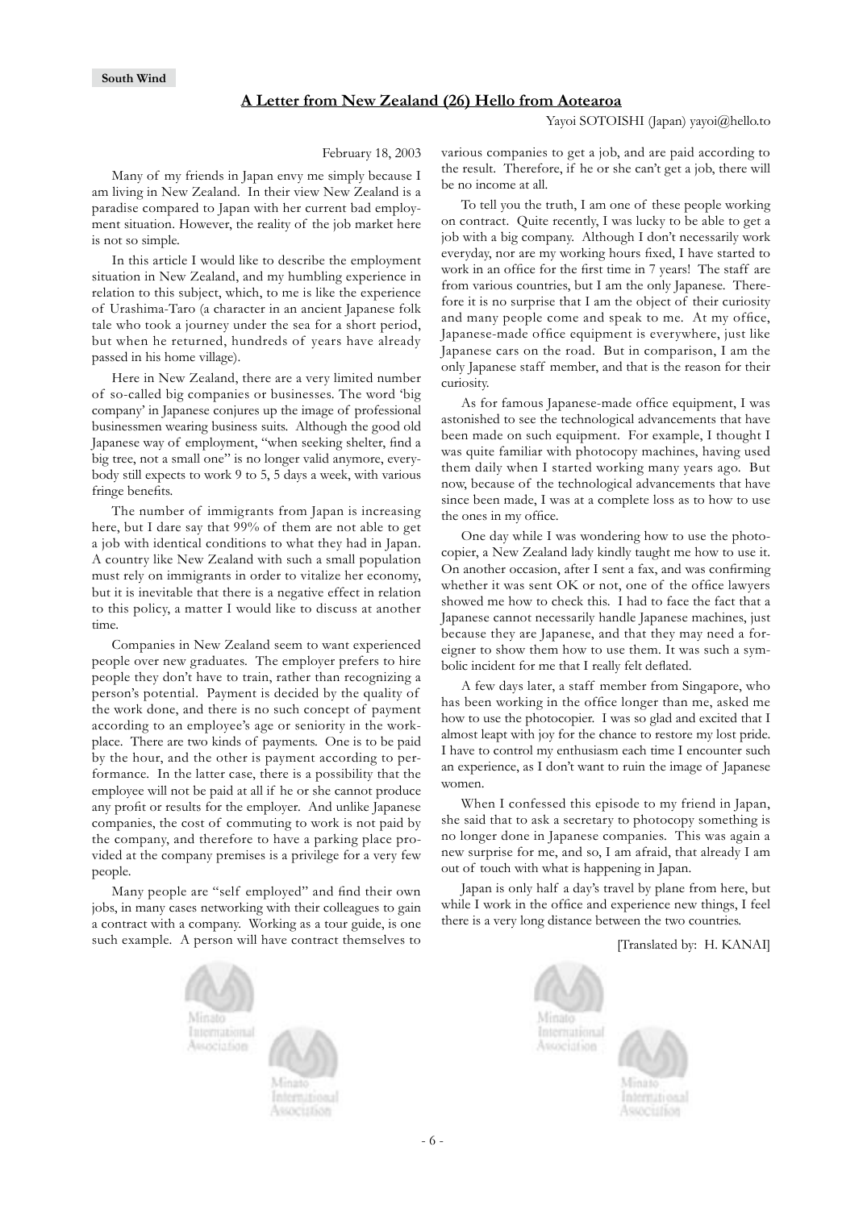South Wind

## A Letter from New Zealand (26) Hello from Aotearoa

Yayoi SOTOISHI (Japan) yayoi@hello.to

February 18, 2003

Many of my friends in Japan envy me simply because I am living in New Zealand. In their view New Zealand is a paradise compared to Japan with her current bad employment situation. However, the reality of the job market here is not so simple.

In this article I would like to describe the employment situation in New Zealand, and my humbling experience in relation to this subject, which, to me is like the experience of Urashima-Taro (a character in an ancient Japanese folk tale who took a journey under the sea for a short period, but when he returned, hundreds of years have already passed in his home village).

Here in New Zealand, there are a very limited number of so-called big companies or businesses. The word 'big company' in Japanese conjures up the image of professional businessmen wearing business suits. Although the good old Japanese way of employment, "when seeking shelter, find a big tree, not a small one" is no longer valid anymore, everybody still expects to work 9 to 5, 5 days a week, with various fringe benefits.

The number of immigrants from Japan is increasing here, but I dare say that 99% of them are not able to get a job with identical conditions to what they had in Japan. A country like New Zealand with such a small population must rely on immigrants in order to vitalize her economy, but it is inevitable that there is a negative effect in relation to this policy, a matter I would like to discuss at another time.

Companies in New Zealand seem to want experienced people over new graduates. The employer prefers to hire people they don't have to train, rather than recognizing a person's potential. Payment is decided by the quality of the work done, and there is no such concept of payment according to an employee's age or seniority in the workplace. There are two kinds of payments. One is to be paid by the hour, and the other is payment according to performance. In the latter case, there is a possibility that the employee will not be paid at all if he or she cannot produce any profit or results for the employer. And unlike Japanese companies, the cost of commuting to work is not paid by the company, and therefore to have a parking place provided at the company premises is a privilege for a very few people.

Many people are "self employed" and find their own jobs, in many cases networking with their colleagues to gain a contract with a company. Working as a tour guide, is one such example. A person will have contract themselves to various companies to get a job, and are paid according to the result. Therefore, if he or she can't get a job, there will be no income at all.

To tell you the truth, I am one of these people working on contract. Quite recently, I was lucky to be able to get a job with a big company. Although I don't necessarily work everyday, nor are my working hours fixed, I have started to work in an office for the first time in 7 years! The staff are from various countries, but I am the only Japanese. Therefore it is no surprise that I am the object of their curiosity and many people come and speak to me. At my office, Japanese-made office equipment is everywhere, just like Japanese cars on the road. But in comparison, I am the only Japanese staff member, and that is the reason for their curiosity.

As for famous Japanese-made office equipment, I was astonished to see the technological advancements that have been made on such equipment. For example, I thought I was quite familiar with photocopy machines, having used them daily when I started working many years ago. But now, because of the technological advancements that have since been made, I was at a complete loss as to how to use the ones in my office.

One day while I was wondering how to use the photocopier, a New Zealand lady kindly taught me how to use it. On another occasion, after I sent a fax, and was confirming whether it was sent OK or not, one of the office lawyers showed me how to check this. I had to face the fact that a Japanese cannot necessarily handle Japanese machines, just because they are Japanese, and that they may need a foreigner to show them how to use them. It was such a symbolic incident for me that I really felt deflated.

A few days later, a staff member from Singapore, who has been working in the office longer than me, asked me how to use the photocopier. I was so glad and excited that I almost leapt with joy for the chance to restore my lost pride. I have to control my enthusiasm each time I encounter such an experience, as I don't want to ruin the image of Japanese women.

When I confessed this episode to my friend in Japan, she said that to ask a secretary to photocopy something is no longer done in Japanese companies. This was again a new surprise for me, and so, I am afraid, that already I am out of touch with what is happening in Japan.

Japan is only half a day's travel by plane from here, but while I work in the office and experience new things, I feel there is a very long distance between the two countries.

[Translated by: H. KANAI]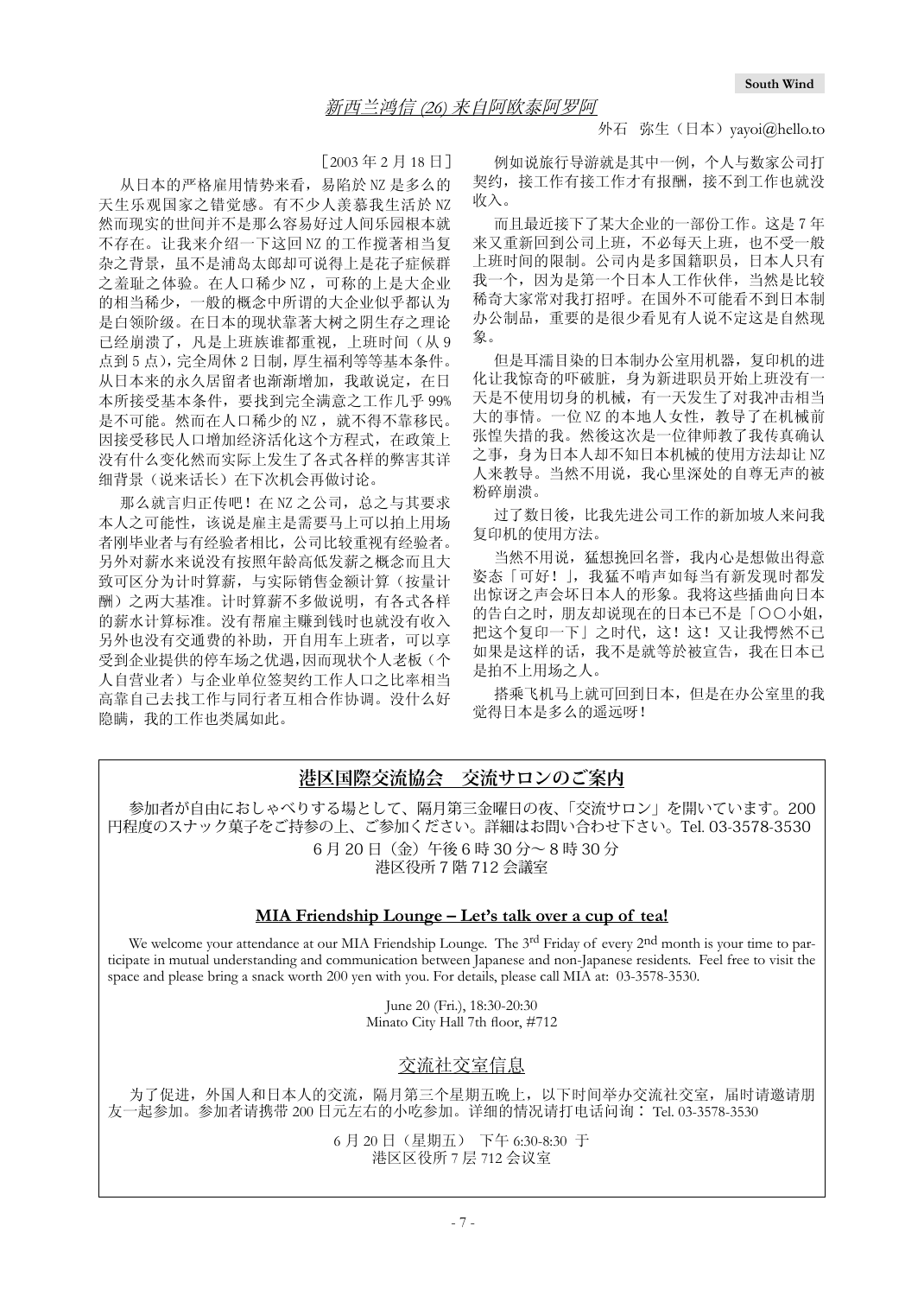## *新西兰鸿信 (26) 来自阿欧泰阿罗阿*

外石　弥生（日本）yayoi@hello.to

［2003 年 2 月 18 日］

从日本的严格雇用情势来看，易陷於 NZ 是多么的天生乐观国家之错觉感。有不少人羡慕我生活於 NZ 然而现实的世间并不是那么容易好过人间乐园根本就不存在。让我来介绍一下这回 NZ 的工作搅著相当复杂之背景，虽不是浦岛太郎却可说得上是花子症候群之羞耻之体验。在人口稀少 NZ，可称的上是大企业的相当稀少，一般的概念中所谓的大企业似乎都认为是白领阶级。在日本的现状靠著大树之阴生存之理论已经崩溃了，凡是上班族谁都重视，上班时间（从 9 点到 5 点），完全周休 2 日制，厚生福利等等基本条件。从日本来的永久居留者也渐渐增加，我敢说定，在日本所接受基本条件，要找到完全满意之工作几乎 99% 是不可能。然而在人口稀少的 NZ，就不得不靠移民。因接受移民人口增加经济活化这个方程式，在政策上没有什么变化然而实际上发生了各式各样的弊害其详细背景（说来话长）在下次机会再做讨论。

那么就言归正传吧！在 NZ 之公司，总之与其要求本人之可能性，该说是雇主是需要马上可以拍上用场者刚毕业者与有经验者相比，公司比较重视有经验者。另外对薪水来说没有按照年龄高低发薪之概念而且大致可区分为计时算薪，与实际销售金额计算（按量计酬）之两大基准。计时算薪不多做说明，有各式各样的薪水计算标准。没有帮雇主赚到钱时也就没有收入另外也没有交通费的补助，开自用车上班者，可以享受到企业提供的停车场之优遇，因而现状个人老板（个人自营业者）与企业单位签契约工作人口之比率相当高靠自己去找工作与同行者互相合作协调。没什么好隐瞒，我的工作也类属如此。

例如说旅行导游就是其中一例，个人与数家公司打契约，接工作有接工作才有报酬，接不到工作也就没收入。

而且最近接下了某大企业的一部份工作。这是 7 年来又重新回到公司上班，不必每天上班，也不受一般上班时间的限制。公司内是多国籍职员，日本人只有我一个，因为是第一个日本人工作伙伴，当然是比较稀奇大家常对我打招呼。在国外不可能看不到日本制办公制品，重要的是很少看见有人说不定这是自然现象。

但是耳濡目染的日本制办公室用机器，复印机的进化让我惊奇的吓破脏，身为新进职员开始上班没有一天是不使用切身的机械，有一天发生了对我冲击相当大的事情。一位 NZ 的本地人女性，教导了在机械前张惶失措的我。然後这次是一位律师教了我传真确认之事，身为日本人却不知日本机械的使用方法却让 NZ 人来教导。当然不用说，我心里深处的自尊无声的被粉碎崩溃。

过了数日後，比我先进公司工作的新加坡人来问我复印机的使用方法。

当然不用说，猛想挽回名誉，我内心是想做出得意姿态「可好！」，我猛不啃声如每当有新发现时都发出惊讶之声会坏日本人的形象。我将这些插曲向日本的告白之时，朋友却说现在的日本已不是「〇〇小姐，把这个复印一下」之时代，这！这！又让我愕然不已如果是这样的话，我不是就等於被宣告，我在日本已是拍不上用场之人。

搭乘飞机马上就可回到日本，但是在办公室里的我觉得日本是多么的遥远呀！

---

## 港区国際交流協会　交流サロンのご案内

参加者が自由におしゃべりする場として、隔月第三金曜日の夜、「交流サロン」を開いています。200 円程度のスナック菓子をご持参の上、ご参加ください。詳細はお問い合わせ下さい。Tel. 03-3578-3530

6 月 20 日（金）午後 6 時 30 分～ 8 時 30 分
港区役所 7 階 712 会議室

### MIA Friendship Lounge – Let's talk over a cup of tea!

We welcome your attendance at our MIA Friendship Lounge. The 3rd Friday of every 2nd month is your time to participate in mutual understanding and communication between Japanese and non-Japanese residents. Feel free to visit the space and please bring a snack worth 200 yen with you. For details, please call MIA at: 03-3578-3530.

June 20 (Fri.), 18:30-20:30
Minato City Hall 7th floor, #712

### 交流社交室信息

为了促进，外国人和日本人的交流，隔月第三个星期五晚上，以下时间举办交流社交室，届时请邀请朋友一起参加。参加者请携带 200 日元左右的小吃参加。详细的情况请打电话问询： Tel. 03-3578-3530

6 月 20 日（星期五）　下午 6:30-8:30　于
港区区役所 7 层 712 会议室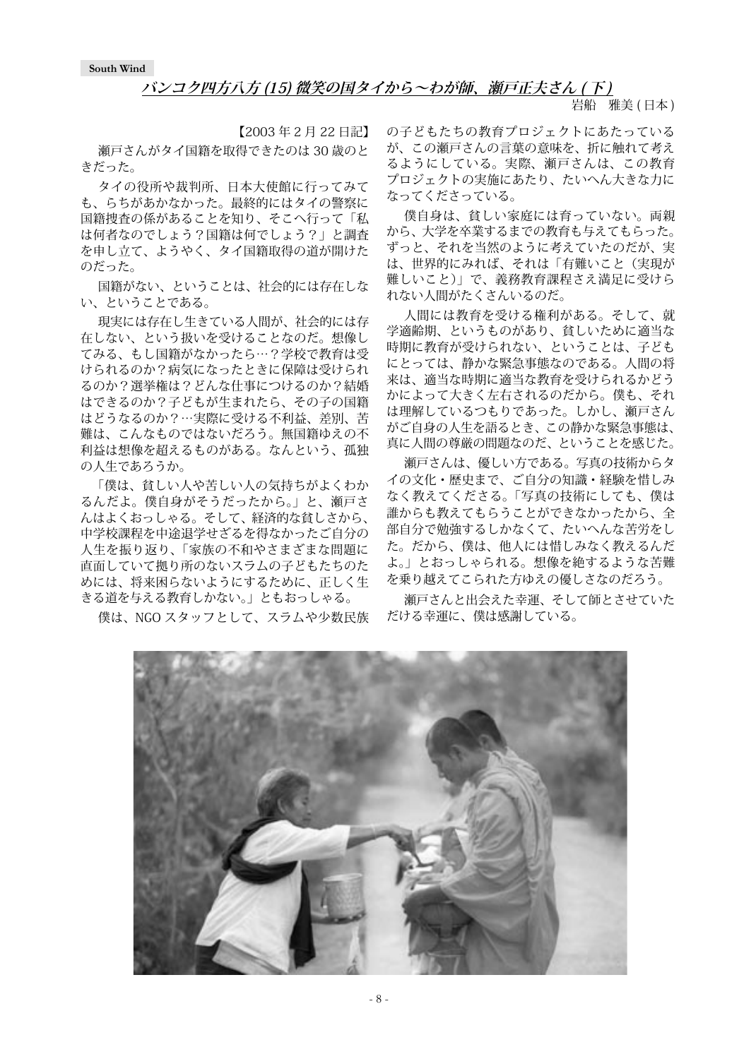South Wind

## バンコク四方八方 (15) 微笑の国タイから～わが師、瀬戸正夫さん ( 下 )

岩船　雅美 ( 日本 )

【2003 年 2 月 22 日記】

瀬戸さんがタイ国籍を取得できたのは 30 歳のときだった。

タイの役所や裁判所、日本大使館に行ってみても、らちがあかなかった。最終的にはタイの警察に国籍捜査の係があることを知り、そこへ行って「私は何者なのでしょう？国籍は何でしょう？」と調査を申し立て、ようやく、タイ国籍取得の道が開けたのだった。

国籍がない、ということは、社会的には存在しない、ということである。

現実には存在し生きている人間が、社会的には存在しない、という扱いを受けることなのだ。想像してみる、もし国籍がなかったら…？学校で教育は受けられるのか？病気になったときに保障は受けられるのか？選挙権は？どんな仕事につけるのか？結婚はできるのか？子どもが生まれたら、その子の国籍はどうなるのか？…実際に受ける不利益、差別、苦難は、こんなものではないだろう。無国籍ゆえの不利益は想像を超えるものがある。なんという、孤独の人生であろうか。

「僕は、貧しい人や苦しい人の気持ちがよくわかるんだよ。僕自身がそうだったから。」と、瀬戸さんはよくおっしゃる。そして、経済的な貧しさから、中学校課程を中途退学せざるを得なかったご自分の人生を振り返り、「家族の不和やさまざまな問題に直面していて拠り所のないスラムの子どもたちのためには、将来困らないようにするために、正しく生きる道を与える教育しかない。」ともおっしゃる。

僕は、NGO スタッフとして、スラムや少数民族の子どもたちの教育プロジェクトにあたっているが、この瀬戸さんの言葉の意味を、折に触れて考えるようにしている。実際、瀬戸さんは、この教育プロジェクトの実施にあたり、たいへん大きな力になってくださっている。

僕自身は、貧しい家庭には育っていない。両親から、大学を卒業するまでの教育も与えてもらった。ずっと、それを当然のように考えていたのだが、実は、世界的にみれば、それは「有難いこと（実現が難しいこと)」で、義務教育課程さえ満足に受けられない人間がたくさんいるのだ。

人間には教育を受ける権利がある。そして、就学適齢期、というものがあり、貧しいために適当な時期に教育が受けられない、ということは、子どもにとっては、静かな緊急事態なのである。人間の将来は、適当な時期に適当な教育を受けられるかどうかによって大きく左右されるのだから。僕も、それは理解しているつもりであった。しかし、瀬戸さんがご自身の人生を語るとき、この静かな緊急事態は、真に人間の尊厳の問題なのだ、ということを感じた。

瀬戸さんは、優しい方である。写真の技術からタイの文化・歴史まで、ご自分の知識・経験を惜しみなく教えてくださる。「写真の技術にしても、僕は誰からも教えてもらうことができなかったから、全部自分で勉強するしかなくて、たいへんな苦労をした。だから、僕は、他人には惜しみなく教えるんだよ。」とおっしゃられる。想像を絶するような苦難を乗り越えてこられた方ゆえの優しさなのだろう。

瀬戸さんと出会えた幸運、そして師とさせていただける幸運に、僕は感謝している。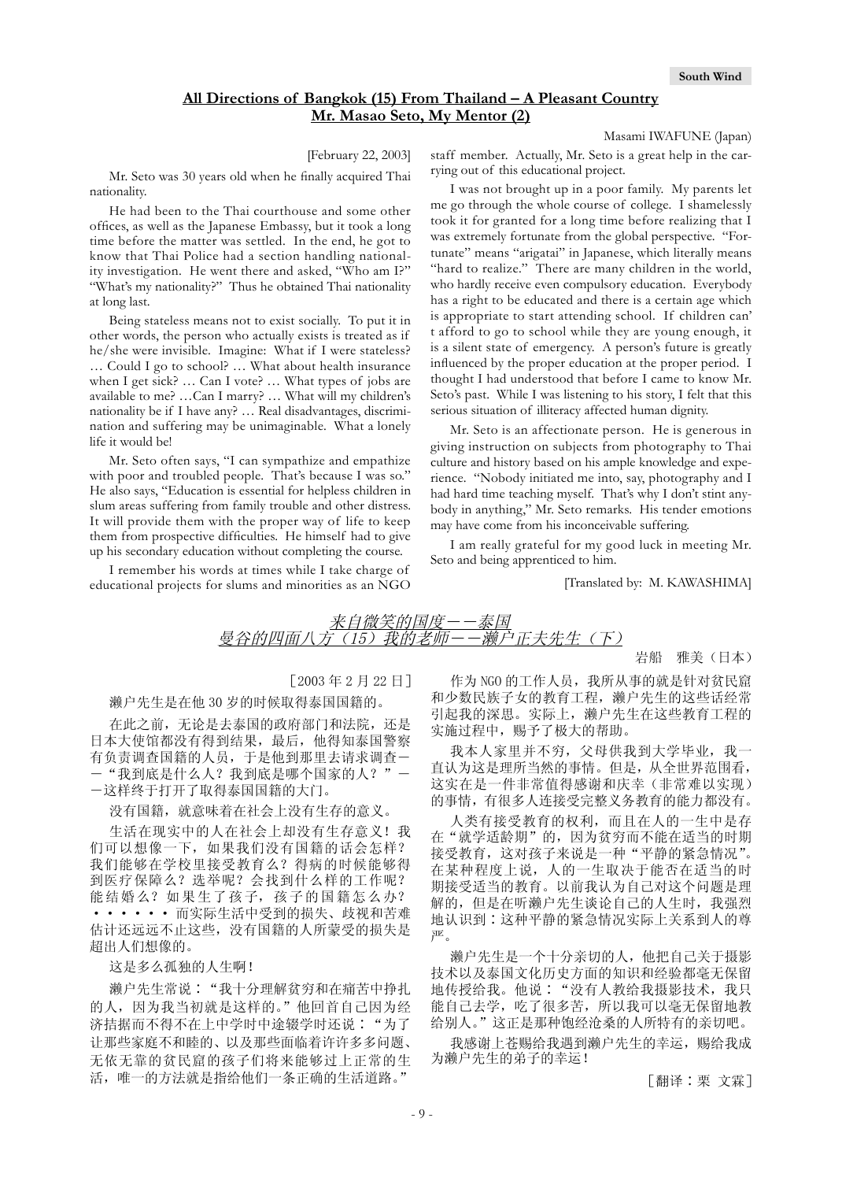South Wind

## All Directions of Bangkok (15) From Thailand – A Pleasant Country
## Mr. Masao Seto, My Mentor (2)

Masami IWAFUNE (Japan)

[February 22, 2003]

Mr. Seto was 30 years old when he finally acquired Thai nationality.

He had been to the Thai courthouse and some other offices, as well as the Japanese Embassy, but it took a long time before the matter was settled. In the end, he got to know that Thai Police had a section handling nationality investigation. He went there and asked, "Who am I?" "What's my nationality?" Thus he obtained Thai nationality at long last.

Being stateless means not to exist socially. To put it in other words, the person who actually exists is treated as if he/she were invisible. Imagine: What if I were stateless? … Could I go to school? … What about health insurance when I get sick? … Can I vote? … What types of jobs are available to me? …Can I marry? … What will my children's nationality be if I have any? … Real disadvantages, discrimination and suffering may be unimaginable. What a lonely life it would be!

Mr. Seto often says, "I can sympathize and empathize with poor and troubled people. That's because I was so." He also says, "Education is essential for helpless children in slum areas suffering from family trouble and other distress. It will provide them with the proper way of life to keep them from prospective difficulties. He himself had to give up his secondary education without completing the course.

I remember his words at times while I take charge of educational projects for slums and minorities as an NGO staff member. Actually, Mr. Seto is a great help in the carrying out of this educational project.

I was not brought up in a poor family. My parents let me go through the whole course of college. I shamelessly took it for granted for a long time before realizing that I was extremely fortunate from the global perspective. "Fortunate" means "arigatai" in Japanese, which literally means "hard to realize." There are many children in the world, who hardly receive even compulsory education. Everybody has a right to be educated and there is a certain age which is appropriate to start attending school. If children can't afford to go to school while they are young enough, it is a silent state of emergency. A person's future is greatly influenced by the proper education at the proper period. I thought I had understood that before I came to know Mr. Seto's past. While I was listening to his story, I felt that this serious situation of illiteracy affected human dignity.

Mr. Seto is an affectionate person. He is generous in giving instruction on subjects from photography to Thai culture and history based on his ample knowledge and experience. "Nobody initiated me into, say, photography and I had hard time teaching myself. That's why I don't stint anybody in anything," Mr. Seto remarks. His tender emotions may have come from his inconceivable suffering.

I am really grateful for my good luck in meeting Mr. Seto and being apprenticed to him.

[Translated by: M. KAWASHIMA]

## 来自微笑的国度——泰国
## 曼谷的四面八方（15）我的老师——濑户正夫先生（下）

岩船　雅美（日本）

［2003 年 2 月 22 日］

濑户先生是在他 30 岁的时候取得泰国国籍的。

在此之前，无论是去泰国的政府部门和法院，还是日本大使馆都没有得到结果，最后，他得知泰国警察有负责调查国籍的人员，于是他到那里去请求调查——“我到底是什么人？我到底是哪个国家的人？”——这样终于打开了取得泰国国籍的大门。

没有国籍，就意味着在社会上没有生存的意义。

生活在现实中的人在社会上却没有生存意义！我们可以想像一下，如果我们没有国籍的话会怎样？我们能够在学校里接受教育么？得病的时候能够得到医疗保障么？选举呢？会找到什么样的工作呢？能结婚么？如果生了孩子，孩子的国籍怎么办？・・・・・・而实际生活中受到的损失、歧视和苦难估计还远远不止这些，没有国籍的人所蒙受的损失是超出人们想像的。

这是多么孤独的人生啊！

濑户先生常说：“我十分理解贫穷和在痛苦中挣扎的人，因为我当初就是这样的。”他回首自己因为经济拮据而不得不在上中学时中途辍学时还说：“为了让那些家庭不和睦的、以及那些面临着许许多多问题、无依无靠的贫民窟的孩子们将来能够过上正常的生活，唯一的方法就是指给他们一条正确的生活道路。”

作为 NGO 的工作人员，我所从事的就是针对贫民窟和少数民族子女的教育工程，濑户先生的这些话经常引起我的深思。实际上，濑户先生在这些教育工程的实施过程中，赐予了极大的帮助。

我本人家里并不穷，父母供我到大学毕业，我一直认为这是理所当然的事情。但是，从全世界范围看，这实在是一件非常值得感谢和庆幸（非常难以实现）的事情，有很多人连接受完整义务教育的能力都没有。

人类有接受教育的权利，而且在人的一生中是存在“就学适龄期”的，因为贫穷而不能在适当的时期接受教育，这对孩子来说是一种“平静的紧急情况”。在某种程度上说，人的一生取决于能否在适当的时期接受适当的教育。以前我认为自己对这个问题是理解的，但是在听濑户先生谈论自己的人生时，我强烈地认识到：这种平静的紧急情况实际上关系到人的尊严。

濑户先生是一个十分亲切的人，他把自己关于摄影技术以及泰国文化历史方面的知识和经验都毫无保留地传授给我。他说：“没有人教给我摄影技术，我只能自己去学，吃了很多苦，所以我可以毫无保留地教给别人。”这正是那种饱经沧桑的人所特有的亲切吧。

我感谢上苍赐给我遇到濑户先生的幸运，赐给我成为濑户先生的弟子的幸运！

［翻译：栗 文霖］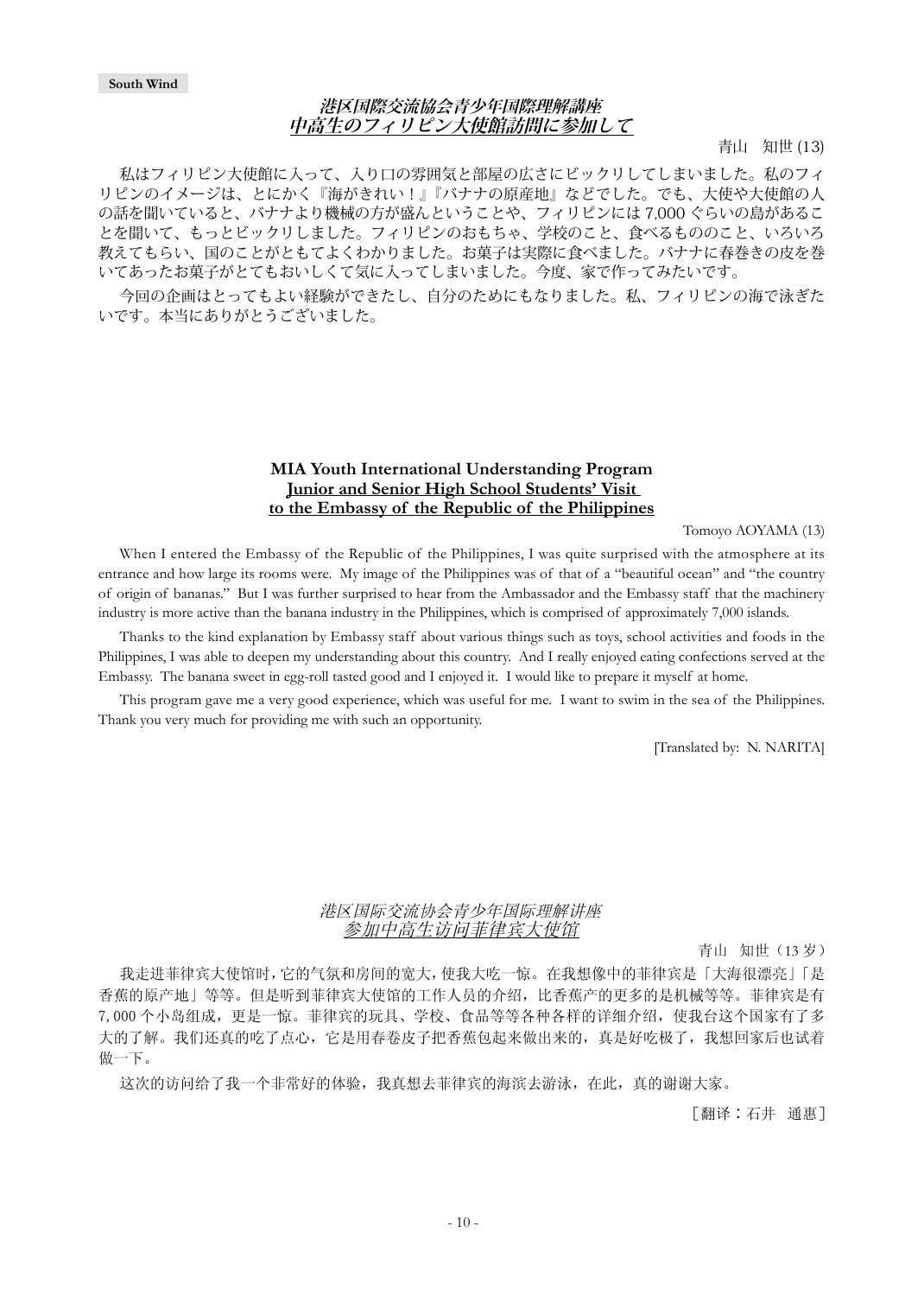## *港区国際交流協会青少年国際理解講座*
## ***中高生のフィリピン大使館訪問に参加して***

青山　知世 (13)

私はフィリピン大使館に入って、入り口の雰囲気と部屋の広さにビックリしてしまいました。私のフィリピンのイメージは、とにかく『海がきれい！』『バナナの原産地』などでした。でも、大使や大使館の人の話を聞いていると、バナナより機械の方が盛んということや、フィリピンには 7,000 ぐらいの島があることを聞いて、もっとビックリしました。フィリピンのおもちゃ、学校のこと、食べるもののこと、いろいろ教えてもらい、国のことがともてよくわかりました。お菓子は実際に食べました。バナナに春巻きの皮を巻いてあったお菓子がとてもおいしくて気に入ってしまいました。今度、家で作ってみたいです。

今回の企画はとってもよい経験ができたし、自分のためにもなりました。私、フィリピンの海で泳ぎたいです。本当にありがとうございました。

## **MIA Youth International Understanding Program**
## **Junior and Senior High School Students' Visit to the Embassy of the Republic of the Philippines**

Tomoyo AOYAMA (13)

When I entered the Embassy of the Republic of the Philippines, I was quite surprised with the atmosphere at its entrance and how large its rooms were. My image of the Philippines was of that of a "beautiful ocean" and "the country of origin of bananas." But I was further surprised to hear from the Ambassador and the Embassy staff that the machinery industry is more active than the banana industry in the Philippines, which is comprised of approximately 7,000 islands.

Thanks to the kind explanation by Embassy staff about various things such as toys, school activities and foods in the Philippines, I was able to deepen my understanding about this country. And I really enjoyed eating confections served at the Embassy. The banana sweet in egg-roll tasted good and I enjoyed it. I would like to prepare it myself at home.

This program gave me a very good experience, which was useful for me. I want to swim in the sea of the Philippines. Thank you very much for providing me with such an opportunity.

[Translated by: N. NARITA]

## *港区国际交流协会青少年国际理解讲座*
## *参加中高生访问菲律宾大使馆*

青山　知世（13 岁）

我走进菲律宾大使馆时，它的气氛和房间的宽大，使我大吃一惊。在我想像中的菲律宾是「大海很漂亮」「是香蕉的原产地」等等。但是听到菲律宾大使馆的工作人员的介绍，比香蕉产的更多的是机械等等。菲律宾是有 7, 000 个小岛组成，更是一惊。菲律宾的玩具、学校、食品等等各种各样的详细介绍，使我台这个国家有了多大的了解。我们还真的吃了点心，它是用春卷皮子把香蕉包起来做出来的，真是好吃极了，我想回家后也试着做一下。

这次的访问给了我一个非常好的体验，我真想去菲律宾的海滨去游泳，在此，真的谢谢大家。

［翻译：石井　通惠］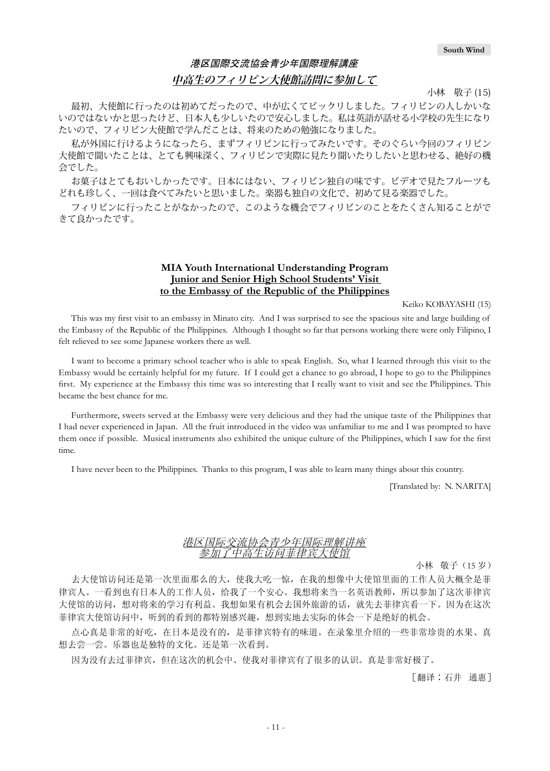### 港区国際交流協会青少年国際理解講座

### 中高生のフィリピン大使館訪問に参加して

小林　敬子 (15)

最初、大使館に行ったのは初めてだったので、中が広くてビックリしました。フィリピンの人しかいないのではないかと思ったけど、日本人も少しいたので安心しました。私は英語が話せる小学校の先生になりたいので、フィリピン大使館で学んだことは、将来のための勉強になりました。

私が外国に行けるようになったら、まずフィリピンに行ってみたいです。そのぐらい今回のフィリピン大使館で聞いたことは、とても興味深く、フィリピンで実際に見たり聞いたりしたいと思わせる、絶好の機会でした。

お菓子はとてもおいしかったです。日本にはない、フィリピン独自の味です。ビデオで見たフルーツもどれも珍しく、一回は食べてみたいと思いました。楽器も独自の文化で、初めて見る楽器でした。

フィリピンに行ったことがなかったので、このような機会でフィリピンのことをたくさん知ることができて良かったです。

### MIA Youth International Understanding Program
### Junior and Senior High School Students' Visit to the Embassy of the Republic of the Philippines

Keiko KOBAYASHI (15)

This was my first visit to an embassy in Minato city. And I was surprised to see the spacious site and large building of the Embassy of the Republic of the Philippines. Although I thought so far that persons working there were only Filipino, I felt relieved to see some Japanese workers there as well.

I want to become a primary school teacher who is able to speak English. So, what I learned through this visit to the Embassy would be certainly helpful for my future. If I could get a chance to go abroad, I hope to go to the Philippines first. My experience at the Embassy this time was so interesting that I really want to visit and see the Philippines. This became the best chance for me.

Furthermore, sweets served at the Embassy were very delicious and they had the unique taste of the Philippines that I had never experienced in Japan. All the fruit introduced in the video was unfamiliar to me and I was prompted to have them once if possible. Musical instruments also exhibited the unique culture of the Philippines, which I saw for the first time.

I have never been to the Philippines. Thanks to this program, I was able to learn many things about this country.

[Translated by: N. NARITA]

### 港区国际交流协会青少年国际理解讲座
### 参加了中高生访问菲律宾大使馆

小林　敬子（15 岁）

去大使馆访问还是第一次里面那么的大，使我大吃一惊，在我的想像中大使馆里面的工作人员大概全是菲律宾人。一看到也有日本人的工作人员，给我了一个安心。我想将来当一名英语教师，所以参加了这次菲律宾大使馆的访问，想对将来的学习有利益。我想如果有机会去国外旅游的话，就先去菲律宾看一下。因为在这次菲律宾大使馆访问中，听到的看到的都特别感兴趣，想到实地去实际的体会一下是绝好的机会。

点心真是非常的好吃，在日本是没有的，是菲律宾特有的味道。在录象里介绍的一些非常珍贵的水果、真想去尝一尝。乐器也是独特的文化。还是第一次看到。

因为没有去过菲律宾，但在这次的机会中、使我对菲律宾有了很多的认识。真是非常好极了。

［翻译：石井　通惠］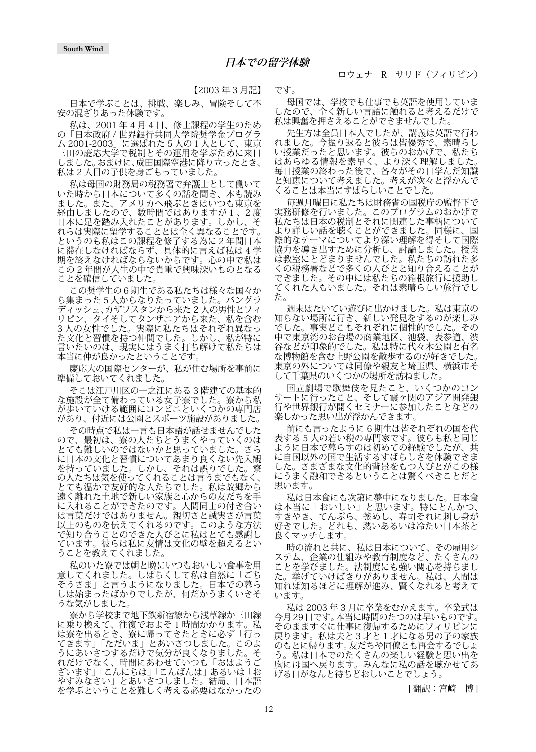South Wind

# 日本での留学体験

ロウェナ　R　サリド（フィリピン）

【2003 年 3 月記】

日本で学ぶことは、挑戦、楽しみ、冒険そして不安の混ざりあった体験です。

私は、2001 年 4 月 4 日、修士課程の学生のための「日本政府 / 世界銀行共同大学院奨学金プログラム 2001-2003」に選ばれた 5 人の 1 人として、東京三田の慶応大学で税制とその運用を学ぶために来日しました。おまけに、成田国際空港に降り立ったとき、私は 2 人目の子供を身ごもっていました。

私は母国の財務局の税務署で弁護士として働いていた時から日本について多くの話を聞き、本も読みました。また、アメリカへ飛ぶときはいつも東京を経由しましたので、数時間ではありますが 1 、2 度日本に足を踏み入れたことがあります。しかし、それらは実際に留学することとは全く異なることです。というのも私はこの課程を修了する為に 2 年間日本に滞在しなければならず、具体的に言えば私は 4 学期を終えなければならないからです。心の中で私はこの 2 年間が人生の中で貴重で興味深いものとなることを確信していました。

この奨学生の 6 期生である私たちは様々な国々から集まった 5 人からなりたっていました。バングラディッシュ、カザフスタンから来た 2 人の男性とフィリピン、タイそしてタンザニアから来た、私を含む 3 人の女性でした。実際に私たちはそれぞれ異なった文化と習慣を持つ仲間でした。しかし、私が特に言いたいのは、現実にはうまく打ち解けて私たちは本当に仲が良かったということです。

慶応大の国際センターが、私が住む場所を事前に準備しておいてくれました。

そこは江戸川区の一之江にある 3 階建ての基本的な施設が全て備わっている女子寮でした。寮から私が歩いていける範囲にコンビニといくつかの専門店があり、付近には公園とスポーツ施設がありました。

その時点で私は一言も日本語が話せませんでしたので、最初は、寮の人たちとうまくやっていくのはとても難しいのではないかと思っていました。さらに日本の文化と習慣についてあまり良くない先入観を持っていました。しかし、それは誤りでした。寮の人たちは気を使ってくれることは言うまでもなく、とても温かで友好的な人たちでした。私は故郷から遠く離れた土地で新しい家族と心からの友だちを手に入れることができたのです。人間同士の付き合いは言葉だけではありません。親切さと誠実さが言葉以上のものを伝えてくれるのです。このような方法で付き合うことのできた人びとに私はとても感謝しています。彼らは私に友情は文化の壁を超えるということを教えてくれました。

私のいた寮では朝と晩にいつもおいしい食事を用意してくれました。しばらくして私は自然に「ごちそうさま」と言うようになりました。日本での暮らしは始まったばかりでしたが、何だかうまくいきそうな気がしました。

寮から学校まで地下鉄新宿線から浅草線か三田線に乗り換えて、往復でおよそ 1 時間かかります。私は寮を出るとき、寮に帰ってきたときに必ず「行ってきます」「ただいま」とあいさつしました。このようにあいさつするだけで気分が良くなりました。それだけでなく、時間にあわせていつも「おはようございます」「こんにちは」「こんばんは」あるいは「おやすみなさい」とあいさつしました。結局、日本語を学ぶということを難しく考える必要はなかったのです。

母国では、学校でも仕事でも英語を使用していましたので、全く新しい言語に触れると考えるだけで私は興奮を押さえることができませんでした。

先生方は全員日本人でしたが、講義は英語で行われました。今振り返ると彼らは皆優秀で、素晴らしい授業だったと思います。彼らのおかげで、私たちはあらゆる情報を素早く、より深く理解しました。毎日授業の終わった後で、各々がその日学んだ知識と知恵について考えました。考えが次々と浮かんでくることは本当にすばらしいことでした。

毎週月曜日に私たちは財務省の国税庁の監督下で実務研修を行いました。このプログラムのおかげで私たちは日本の税制とそれに関連した事柄についてより詳しい話を聴くことができました。同様に、国際的なテーマについてより深い理解を得そして国際協力を導き出すために分析し、討論しました。授業は教室にとどまりませんでした。私たちの訪れた多くの税務署などで多くの人びとと知り合えることができました。その中には私たちの箱根旅行に援助してくれた人もいました。それは素晴らしい旅行でした。

週末はたいてい遊びに出かけました。私は東京の知らない場所に行き、新しい発見をするのが楽しみでした。事実どこもそれぞれに個性的でした。その中で東京湾のお台場の商業地区、池袋、表参道、渋谷などが印象的でした。私は特に代々木公園と有名な博物館を含む上野公園を散歩するのが好きでした。東京の外については同僚や親友と埼玉県、横浜市そして千葉県のいくつかの場所を訪ねました。

国立劇場で歌舞伎を見たこと、いくつかのコンサートに行ったこと、そして霞ヶ関のアジア開発銀行や世界銀行が開くセミナーに参加したことなどの楽しかった思い出が浮かんできます。

前にも言ったように 6 期生は皆それぞれの国を代表する 5 人の若い税の専門家です。彼らも私と同じように日本で暮らすのは初めての経験でしたが、共に自国以外の国で生活するすばらしさを体験できました。さまざまな文化的背景をもつ人びとがこの様にうまく融和できるということは驚くべきことだと思います。

私は日本食にも次第に夢中になりました。日本食は本当に「おいしい」と思います。特にとんかつ、すきやき、てんぷら、釜めし、寿司それに刺し身が好きでした。どれも、熱いあるいは冷たい日本茶と良くマッチします。

時の流れと共に、私は日本について、その雇用システム、企業の仕組みや教育制度など、たくさんのことを学びました。法制度にも強い関心を持ちました。挙げていけばきりがありません。私は、人間は知れば知るほどに理解が進み、賢くなれると考えています。

私は 2003 年 3 月に卒業をむかえます。卒業式は今月 29 日です。本当に時間のたつのは早いものです。そのまますぐに仕事に復帰するためにフィリピンに戻ります。私は夫と 3 才と 1 才になる男の子の家族のもとに帰ります。友だちや同僚とも再会するでしょう。私は日本でのたくさんの楽しい経験と思い出を胸に母国へ戻ります。みんなに私の話を聴かせてあげる日がなんと待ちどおしいことでしょう。

[ 翻訳：宮崎　博 ]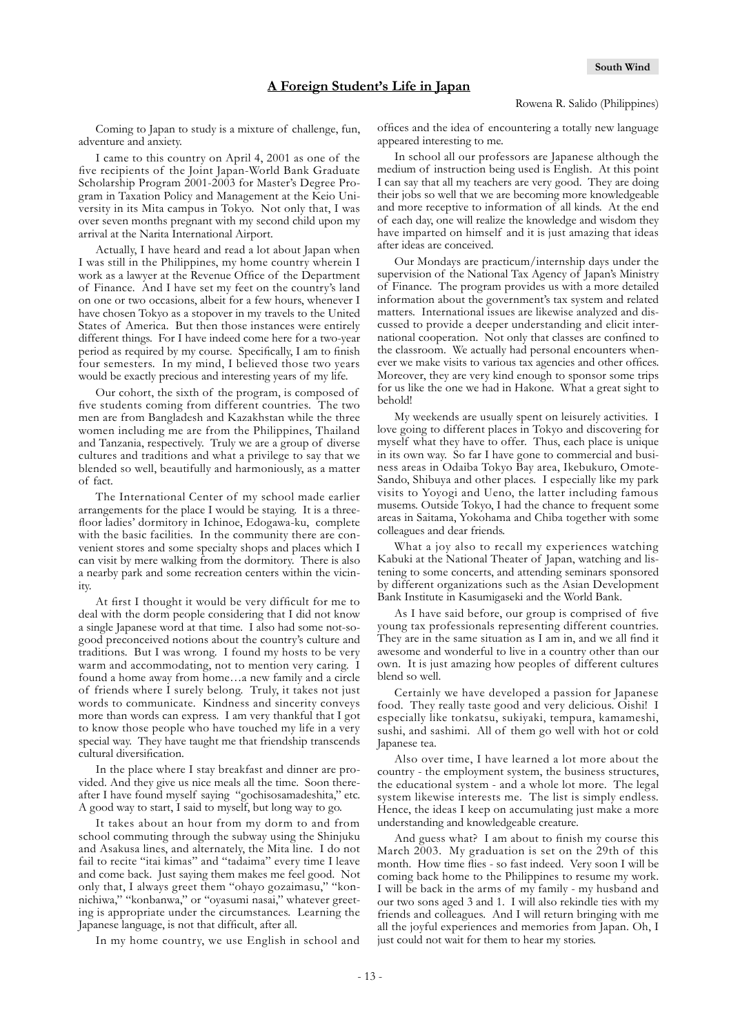## A Foreign Student's Life in Japan

Rowena R. Salido (Philippines)

Coming to Japan to study is a mixture of challenge, fun, adventure and anxiety.

I came to this country on April 4, 2001 as one of the five recipients of the Joint Japan-World Bank Graduate Scholarship Program 2001-2003 for Master's Degree Program in Taxation Policy and Management at the Keio University in its Mita campus in Tokyo. Not only that, I was over seven months pregnant with my second child upon my arrival at the Narita International Airport.

Actually, I have heard and read a lot about Japan when I was still in the Philippines, my home country wherein I work as a lawyer at the Revenue Office of the Department of Finance. And I have set my feet on the country's land on one or two occasions, albeit for a few hours, whenever I have chosen Tokyo as a stopover in my travels to the United States of America. But then those instances were entirely different things. For I have indeed come here for a two-year period as required by my course. Specifically, I am to finish four semesters. In my mind, I believed those two years would be exactly precious and interesting years of my life.

Our cohort, the sixth of the program, is composed of five students coming from different countries. The two men are from Bangladesh and Kazakhstan while the three women including me are from the Philippines, Thailand and Tanzania, respectively. Truly we are a group of diverse cultures and traditions and what a privilege to say that we blended so well, beautifully and harmoniously, as a matter of fact.

The International Center of my school made earlier arrangements for the place I would be staying. It is a three-floor ladies' dormitory in Ichinoe, Edogawa-ku, complete with the basic facilities. In the community there are convenient stores and some specialty shops and places which I can visit by mere walking from the dormitory. There is also a nearby park and some recreation centers within the vicinity.

At first I thought it would be very difficult for me to deal with the dorm people considering that I did not know a single Japanese word at that time. I also had some not-so-good preconceived notions about the country's culture and traditions. But I was wrong. I found my hosts to be very warm and accommodating, not to mention very caring. I found a home away from home…a new family and a circle of friends where I surely belong. Truly, it takes not just words to communicate. Kindness and sincerity conveys more than words can express. I am very thankful that I got to know those people who have touched my life in a very special way. They have taught me that friendship transcends cultural diversification.

In the place where I stay breakfast and dinner are provided. And they give us nice meals all the time. Soon thereafter I have found myself saying "gochisosamadeshita," etc. A good way to start, I said to myself, but long way to go.

It takes about an hour from my dorm to and from school commuting through the subway using the Shinjuku and Asakusa lines, and alternately, the Mita line. I do not fail to recite "itai kimas" and "tadaima" every time I leave and come back. Just saying them makes me feel good. Not only that, I always greet them "ohayo gozaimasu," "konnichiwa," "konbanwa," or "oyasumi nasai," whatever greeting is appropriate under the circumstances. Learning the Japanese language, is not that difficult, after all.

In my home country, we use English in school and offices and the idea of encountering a totally new language appeared interesting to me.

In school all our professors are Japanese although the medium of instruction being used is English. At this point I can say that all my teachers are very good. They are doing their jobs so well that we are becoming more knowledgeable and more receptive to information of all kinds. At the end of each day, one will realize the knowledge and wisdom they have imparted on himself and it is just amazing that ideas after ideas are conceived.

Our Mondays are practicum/internship days under the supervision of the National Tax Agency of Japan's Ministry of Finance. The program provides us with a more detailed information about the government's tax system and related matters. International issues are likewise analyzed and discussed to provide a deeper understanding and elicit international cooperation. Not only that classes are confined to the classroom. We actually had personal encounters whenever we make visits to various tax agencies and other offices. Moreover, they are very kind enough to sponsor some trips for us like the one we had in Hakone. What a great sight to behold!

My weekends are usually spent on leisurely activities. I love going to different places in Tokyo and discovering for myself what they have to offer. Thus, each place is unique in its own way. So far I have gone to commercial and business areas in Odaiba Tokyo Bay area, Ikebukuro, Omote-Sando, Shibuya and other places. I especially like my park visits to Yoyogi and Ueno, the latter including famous musems. Outside Tokyo, I had the chance to frequent some areas in Saitama, Yokohama and Chiba together with some colleagues and dear friends.

What a joy also to recall my experiences watching Kabuki at the National Theater of Japan, watching and listening to some concerts, and attending seminars sponsored by different organizations such as the Asian Development Bank Institute in Kasumigaseki and the World Bank.

As I have said before, our group is comprised of five young tax professionals representing different countries. They are in the same situation as I am in, and we all find it awesome and wonderful to live in a country other than our own. It is just amazing how peoples of different cultures blend so well.

Certainly we have developed a passion for Japanese food. They really taste good and very delicious. Oishi! I especially like tonkatsu, sukiyaki, tempura, kamameshi, sushi, and sashimi. All of them go well with hot or cold Japanese tea.

Also over time, I have learned a lot more about the country - the employment system, the business structures, the educational system - and a whole lot more. The legal system likewise interests me. The list is simply endless. Hence, the ideas I keep on accumulating just make a more understanding and knowledgeable creature.

And guess what? I am about to finish my course this March 2003. My graduation is set on the 29th of this month. How time flies - so fast indeed. Very soon I will be coming back home to the Philippines to resume my work. I will be back in the arms of my family - my husband and our two sons aged 3 and 1. I will also rekindle ties with my friends and colleagues. And I will return bringing with me all the joyful experiences and memories from Japan. Oh, I just could not wait for them to hear my stories.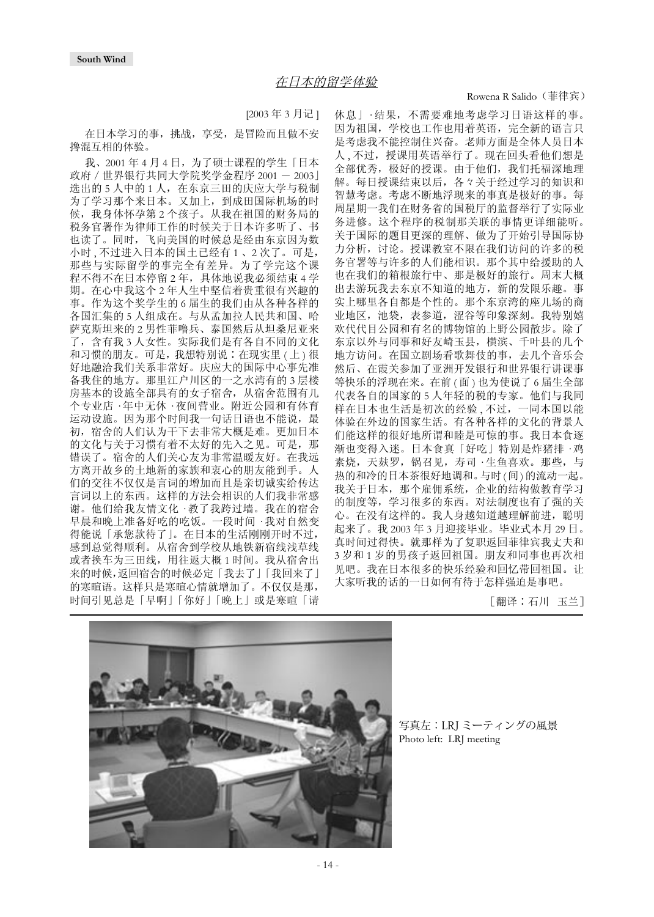South Wind

## 在日本的留学体验

Rowena R Salido（菲律宾）

[2003 年 3 月记 ]

在日本学习的事，挑战，享受，是冒险而且做不安搀混互相的体验。

我、2001 年 4 月 4 日，为了硕士课程的学生「日本政府 / 世界银行共同大学院奖学金程序 2001 － 2003」选出的 5 人中的 1 人，在东京三田的庆应大学与税制为了学习那个来日本。又加上，到成田国际机场的时候，我身体怀孕第 2 个孩子。从我在祖国的财务局的税务官署作为律师工作的时候关于日本许多听了、书也读了。同时，飞向美国的时候总是经由东京因为数小时 , 不过进入日本的国土已经有 1 、2 次了。可是，那些与实际留学的事完全有差异。为了学完这个课程不得不在日本停留 2 年，具体地说我必须结束 4 学期。在心中我这个 2 年人生中坚信着贵重很有兴趣的事。作为这个奖学生的 6 届生的我们由从各种各样的各国汇集的 5 人组成在。与从孟加拉人民共和国、哈萨克斯坦来的 2 男性菲噜兵、泰国然后从坦桑尼亚来了，含有我 3 人女性。实际我们是有各自不同的文化和习惯的朋友。可是，我想特别说：在现实里 ( 上 ) 很好地融洽我们关系非常好。庆应大的国际中心事先准备我住的地方。那里江户川区的一之水湾有的 3 层楼房基本的设施全部具有的女子宿舍，从宿舍范围有几个专业店 · 年中无休 · 夜间营业。附近公园和有体育运动设施。因为那个时间我一句话日语也不能说，最初，宿舍的人们认为干下去非常大概是难。更加日本的文化与关于习惯有着不太好的先入之见。可是，那错误了。宿舍的人们关心友为非常温暖友好。在我远方离开故乡的土地新的家族和衷心的朋友能到手。人们的交往不仅仅是言词的增加而且是亲切诚实给传达言词以上的东西。这样的方法会相识的人们我非常感谢。他们给我友情文化 · 教了我跨过墙。我在的宿舍早晨和晚上准备好吃的吃饭。一段时间 · 我对自然变得能说「承您款待了」。在日本的生活刚刚开时不过，感到总觉得顺利。从宿舍到学校从地铁新宿线浅草线或者换车为三田线，用往返大概 1 时间。我从宿舍出来的时候，返回宿舍的时候必定「我去了」「我回来了」的寒暄语。这样只是寒暄心情就增加了。不仅仅是那，时间引见总是「早啊」「你好」「晚上」或是寒暄「请休息」· 结果，不需要难地考虑学习日语这样的事。因为祖国，学校也工作也用着英语，完全新的语言只是考虑我不能控制住兴奋。老师方面是全体人员日本人 , 不过，授课用英语举行了。现在回头看他们想是全部优秀，极好的授课。由于他们，我们托福深地理解。每日授课结束以后，各々关于经过学习的知识和智慧考虑。考虑不断地浮现来的事真是极好的事。每周星期一我们在财务省的国税厅的监督举行了实际业务进修。这个程序的税制那关联的事情更详细能听。关于国际的题目更深的理解、做为了开始引导国际协力分析，讨论。授课教室不限在我们访问的许多的税务官署等与许多的人们能相识。那个其中给援助的人也在我们的箱根旅行中、那是极好的旅行。周末大概出去游玩我去东京不知道的地方，新的发限乐趣。事实上哪里各自都是个性的。那个东京湾的座儿场的商业地区，池袋，表参道，涩谷等印象深刻。我特别嬉欢代代目公园和有名的博物馆的上野公园散步。除了东京以外与同事和好友崎玉县，横滨、千叶县的几个地方访问。在国立剧场看歌舞伎的事，去几个音乐会然后、在霞关参加了亚洲开发银行和世界银行讲课事等快乐的浮现在来。在前 ( 面 ) 也为使说了 6 届生全部代表各自的国家的 5 人年轻的税的专家。他们与我同样在日本也生活是初次的经验 , 不过，一同本国以能体验在外边的国家生活。有各种各样的文化的背景人们能这样的很好地所谓和睦是可惊的事。我日本食逐渐也变得入迷。日本食真「好吃」特别是炸猪排 · 鸡素烧，天麸罗，锅召见，寿司 · 生鱼喜欢。那些，与热的和冷的日本茶很好地调和。与时 ( 间 ) 的流动一起。我关于日本，那个雇佣系统，企业的结构做教育学习的制度等，学习很多的东西。对法制度也有了强的关心。在没有这样的。我人身越知道越理解前进，聪明起来了。我 2003 年 3 月迎接毕业。毕业式本月 29 日。真时间过得快。就那样为了复职返回菲律宾我丈夫和 3 岁和 1 岁的男孩子返回祖国。朋友和同事也再次相见吧。我在日本很多的快乐经验和回忆带回祖国。让大家听我的话的一日如何有待于怎样强迫是事吧。

［翻译：石川　玉兰］

写真左：LRJ ミーティングの風景
Photo left: LRJ meeting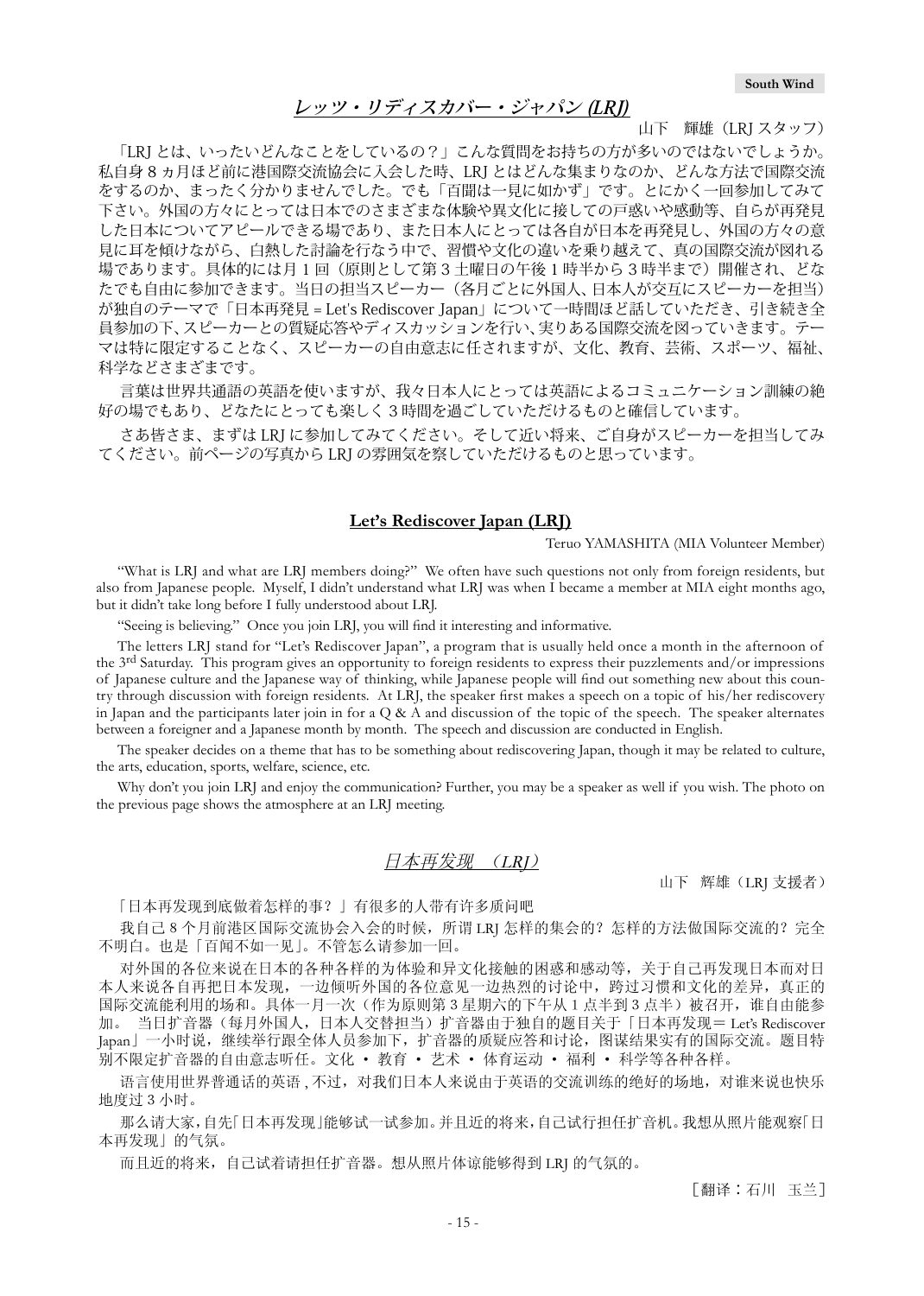## *レッツ・リディスカバー・ジャパン (LRJ)*

山下　輝雄（LRJ スタッフ）

「LRJ とは、いったいどんなことをしているの？」こんな質問をお持ちの方が多いのではないでしょうか。私自身８ヵ月ほど前に港国際交流協会に入会した時、LRJ とはどんな集まりなのか、どんな方法で国際交流をするのか、まったく分かりませんでした。でも「百聞は一見に如かず」です。とにかく一回参加してみて下さい。外国の方々にとっては日本でのさまざまな体験や異文化に接しての戸惑いや感動等、自らが再発見した日本についてアピールできる場であり、また日本人にとっては各自が日本を再発見し、外国の方々の意見に耳を傾けながら、白熱した討論を行なう中で、習慣や文化の違いを乗り越えて、真の国際交流が図れる場であります。具体的には月１回（原則として第３土曜日の午後１時半から３時半まで）開催され、どなたでも自由に参加できます。当日の担当スピーカー（各月ごとに外国人、日本人が交互にスピーカーを担当）が独自のテーマで「日本再発見 = Let's Rediscover Japan」について一時間ほど話していただき、引き続き全員参加の下、スピーカーとの質疑応答やディスカッションを行い、実りある国際交流を図っていきます。テーマは特に限定することなく、スピーカーの自由意志に任されますが、文化、教育、芸術、スポーツ、福祉、科学などさまざまです。

言葉は世界共通語の英語を使いますが、我々日本人にとっては英語によるコミュニケーション訓練の絶好の場でもあり、どなたにとっても楽しく３時間を過ごしていただけるものと確信しています。

さあ皆さま、まずは LRJ に参加してみてください。そして近い将来、ご自身がスピーカーを担当してみてください。前ページの写真から LRJ の雰囲気を察していただけるものと思っています。

## Let's Rediscover Japan (LRJ)

Teruo YAMASHITA (MIA Volunteer Member)

"What is LRJ and what are LRJ members doing?" We often have such questions not only from foreign residents, but also from Japanese people. Myself, I didn't understand what LRJ was when I became a member at MIA eight months ago, but it didn't take long before I fully understood about LRJ.

"Seeing is believing." Once you join LRJ, you will find it interesting and informative.

The letters LRJ stand for "Let's Rediscover Japan", a program that is usually held once a month in the afternoon of the 3rd Saturday. This program gives an opportunity to foreign residents to express their puzzlements and/or impressions of Japanese culture and the Japanese way of thinking, while Japanese people will find out something new about this country through discussion with foreign residents. At LRJ, the speaker first makes a speech on a topic of his/her rediscovery in Japan and the participants later join in for a Q & A and discussion of the topic of the speech. The speaker alternates between a foreigner and a Japanese month by month. The speech and discussion are conducted in English.

The speaker decides on a theme that has to be something about rediscovering Japan, though it may be related to culture, the arts, education, sports, welfare, science, etc.

Why don't you join LRJ and enjoy the communication? Further, you may be a speaker as well if you wish. The photo on the previous page shows the atmosphere at an LRJ meeting.

## *日本再发现　（LRJ）*

山下　辉雄（LRJ 支援者）

「日本再发现到底做着怎样的事？」有很多的人带有许多质问吧

我自己８个月前港区国际交流协会入会的时候，所谓 LRJ 怎样的集会的？怎样的方法做国际交流的？完全不明白。也是「百闻不如一见」。不管怎么请参加一回。

对外国的各位来说在日本的各种各样的为体验和异文化接触的困惑和感动等，关于自己再发现日本而对日本人来说各自再把日本发现，一边倾听外国的各位意见一边热烈的讨论中，跨过习惯和文化的差异，真正的国际交流能利用的场和。具体一月一次（作为原则第３星期六的下午从１点半到３点半）被召开，谁自由能参加。　当日扩音器（每月外国人，日本人交替担当）扩音器由于独自的题目关于「日本再发现＝ Let's Rediscover Japan」一小时说，继续举行跟全体人员参加下，扩音器的质疑应答和讨论，图谋结果实有的国际交流。题目特别不限定扩音器的自由意志听任。文化 ・ 教育 ・ 艺术 ・ 体育运动 ・ 福利 ・ 科学等各种各样。

语言使用世界普通话的英语 , 不过，对我们日本人来说由于英语的交流训练的绝好的场地，对谁来说也快乐地度过３小时。

那么请大家，自先「日本再发现」能够试一试参加。并且近的将来，自己试行担任扩音机。我想从照片能观察「日本再发现」的气氛。

而且近的将来，自己试着请担任扩音器。想从照片体谅能够得到 LRJ 的气氛的。

［翻译：石川　玉兰］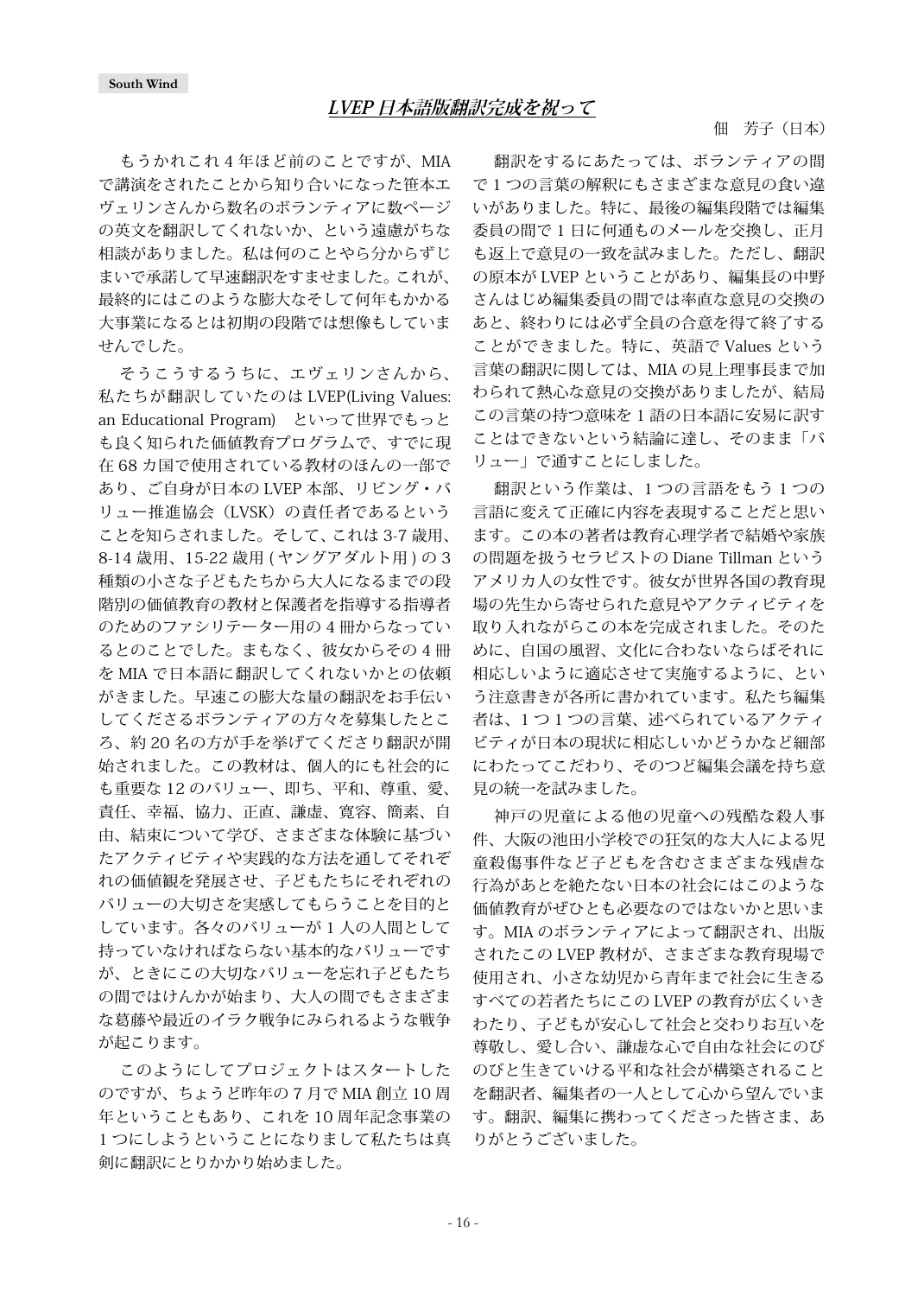South Wind

## *LVEP 日本語版翻訳完成を祝って*

佃　芳子（日本）

もうかれこれ 4 年ほど前のことですが、MIA で講演をされたことから知り合いになった笹本エヴェリンさんから数名のボランティアに数ページの英文を翻訳してくれないか、という遠慮がちな相談がありました。私は何のことやら分からずじまいで承諾して早速翻訳をすませました。これが、最終的にはこのような膨大なそして何年もかかる大事業になるとは初期の段階では想像もしていませんでした。

そうこうするうちに、エヴェリンさんから、私たちが翻訳していたのは LVEP(Living Values: an Educational Program)　といって世界でもっとも良く知られた価値教育プログラムで、すでに現在 68 カ国で使用されている教材のほんの一部であり、ご自身が日本の LVEP 本部、リビング・バリュー推進協会（LVSK）の責任者であるということを知らされました。そして、これは 3-7 歳用、8-14 歳用、15-22 歳用 ( ヤングアダルト用 ) の 3 種類の小さな子どもたちから大人になるまでの段階別の価値教育の教材と保護者を指導する指導者のためのファシリテーター用の 4 冊からなっているとのことでした。まもなく、彼女からその 4 冊を MIA で日本語に翻訳してくれないかとの依頼がきました。早速この膨大な量の翻訳をお手伝いしてくださるボランティアの方々を募集したところ、約 20 名の方が手を挙げてくださり翻訳が開始されました。この教材は、個人的にも社会的にも重要な 12 のバリュー、即ち、平和、尊重、愛、責任、幸福、協力、正直、謙虚、寛容、簡素、自由、結束について学び、さまざまな体験に基づいたアクティビティや実践的な方法を通してそれぞれの価値観を発展させ、子どもたちにそれぞれのバリューの大切さを実感してもらうことを目的としています。各々のバリューが 1 人の人間として持っていなければならない基本的なバリューですが、ときにこの大切なバリューを忘れ子どもたちの間ではけんかが始まり、大人の間でもさまざまな葛藤や最近のイラク戦争にみられるような戦争が起こります。

このようにしてプロジェクトはスタートしたのですが、ちょうど昨年の 7 月で MIA 創立 10 周年ということもあり、これを 10 周年記念事業の 1 つにしようということになりまして私たちは真剣に翻訳にとりかかり始めました。

翻訳をするにあたっては、ボランティアの間で 1 つの言葉の解釈にもさまざまな意見の食い違いがありました。特に、最後の編集段階では編集委員の間で 1 日に何通ものメールを交換し、正月も返上で意見の一致を試みました。ただし、翻訳の原本が LVEP ということがあり、編集長の中野さんはじめ編集委員の間では率直な意見の交換のあと、終わりには必ず全員の合意を得て終了することができました。特に、英語で Values という言葉の翻訳に関しては、MIA の見上理事長まで加わられて熱心な意見の交換がありましたが、結局この言葉の持つ意味を 1 語の日本語に安易に訳すことはできないという結論に達し、そのまま「バリュー」で通すことにしました。

翻訳という作業は、1 つの言語をもう 1 つの言語に変えて正確に内容を表現することだと思います。この本の著者は教育心理学者で結婚や家族の問題を扱うセラピストの Diane Tillman というアメリカ人の女性です。彼女が世界各国の教育現場の先生から寄せられた意見やアクティビティを取り入れながらこの本を完成されました。そのために、自国の風習、文化に合わないならばそれに相応しいように適応させて実施するように、という注意書きが各所に書かれています。私たち編集者は、1 つ 1 つの言葉、述べられているアクティビティが日本の現状に相応しいかどうかなど細部にわたってこだわり、そのつど編集会議を持ち意見の統一を試みました。

神戸の児童による他の児童への残酷な殺人事件、大阪の池田小学校での狂気的な大人による児童殺傷事件など子どもを含むさまざまな残虐な行為があとを絶たない日本の社会にはこのような価値教育がぜひとも必要なのではないかと思います。MIA のボランティアによって翻訳され、出版されたこの LVEP 教材が、さまざまな教育現場で使用され、小さな幼児から青年まで社会に生きるすべての若者たちにこの LVEP の教育が広くいきわたり、子どもが安心して社会と交わりお互いを尊敬し、愛し合い、謙虚な心で自由な社会にのびのびと生きていける平和な社会が構築されることを翻訳者、編集者の一人として心から望んでいます。翻訳、編集に携わってくださった皆さま、ありがとうございました。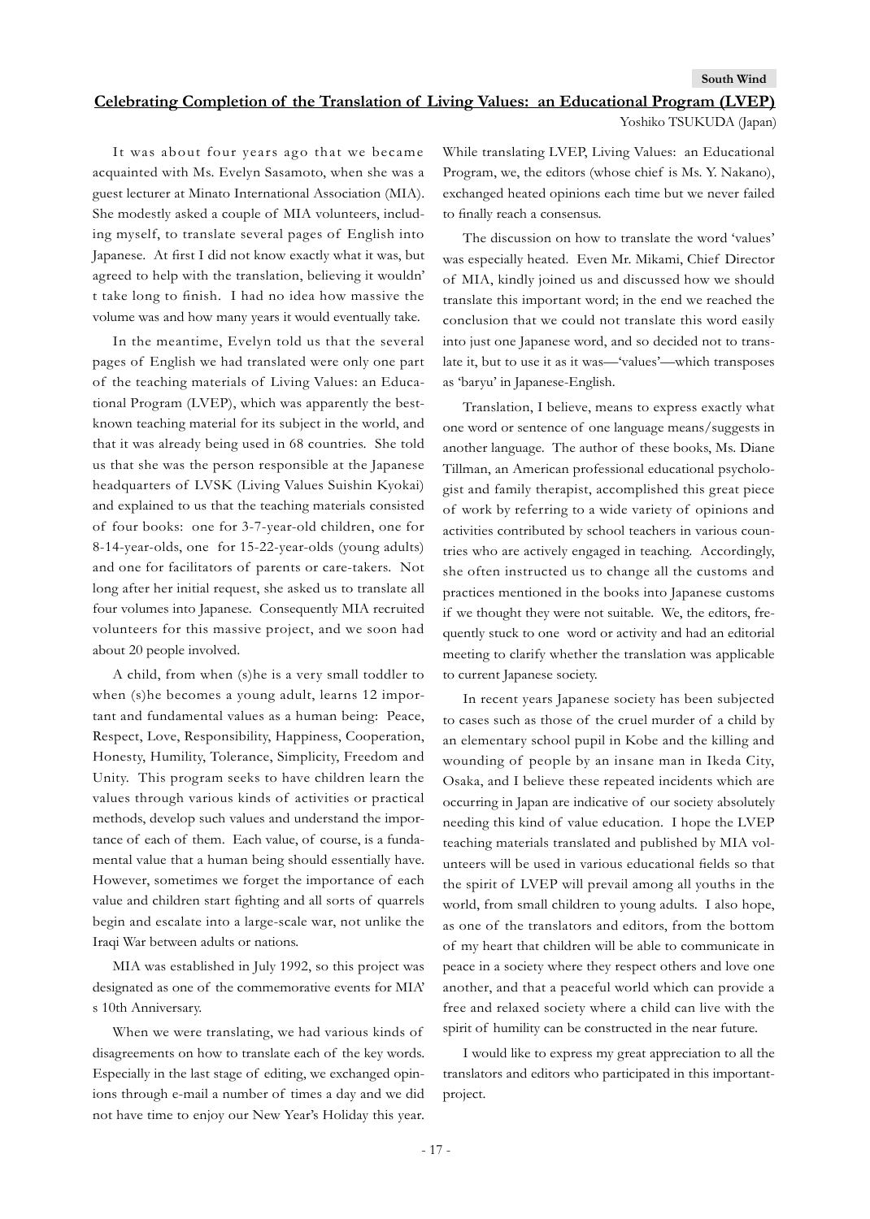## Celebrating Completion of the Translation of Living Values: an Educational Program (LVEP)

Yoshiko TSUKUDA (Japan)

It was about four years ago that we became acquainted with Ms. Evelyn Sasamoto, when she was a guest lecturer at Minato International Association (MIA). She modestly asked a couple of MIA volunteers, including myself, to translate several pages of English into Japanese. At first I did not know exactly what it was, but agreed to help with the translation, believing it wouldn't take long to finish. I had no idea how massive the volume was and how many years it would eventually take.

In the meantime, Evelyn told us that the several pages of English we had translated were only one part of the teaching materials of Living Values: an Educational Program (LVEP), which was apparently the best-known teaching material for its subject in the world, and that it was already being used in 68 countries. She told us that she was the person responsible at the Japanese headquarters of LVSK (Living Values Suishin Kyokai) and explained to us that the teaching materials consisted of four books: one for 3-7-year-old children, one for 8-14-year-olds, one for 15-22-year-olds (young adults) and one for facilitators of parents or care-takers. Not long after her initial request, she asked us to translate all four volumes into Japanese. Consequently MIA recruited volunteers for this massive project, and we soon had about 20 people involved.

A child, from when (s)he is a very small toddler to when (s)he becomes a young adult, learns 12 important and fundamental values as a human being: Peace, Respect, Love, Responsibility, Happiness, Cooperation, Honesty, Humility, Tolerance, Simplicity, Freedom and Unity. This program seeks to have children learn the values through various kinds of activities or practical methods, develop such values and understand the importance of each of them. Each value, of course, is a fundamental value that a human being should essentially have. However, sometimes we forget the importance of each value and children start fighting and all sorts of quarrels begin and escalate into a large-scale war, not unlike the Iraqi War between adults or nations.

MIA was established in July 1992, so this project was designated as one of the commemorative events for MIA's 10th Anniversary.

When we were translating, we had various kinds of disagreements on how to translate each of the key words. Especially in the last stage of editing, we exchanged opinions through e-mail a number of times a day and we did not have time to enjoy our New Year's Holiday this year. While translating LVEP, Living Values: an Educational Program, we, the editors (whose chief is Ms. Y. Nakano), exchanged heated opinions each time but we never failed to finally reach a consensus.

The discussion on how to translate the word 'values' was especially heated. Even Mr. Mikami, Chief Director of MIA, kindly joined us and discussed how we should translate this important word; in the end we reached the conclusion that we could not translate this word easily into just one Japanese word, and so decided not to translate it, but to use it as it was—'values'—which transposes as 'baryu' in Japanese-English.

Translation, I believe, means to express exactly what one word or sentence of one language means/suggests in another language. The author of these books, Ms. Diane Tillman, an American professional educational psychologist and family therapist, accomplished this great piece of work by referring to a wide variety of opinions and activities contributed by school teachers in various countries who are actively engaged in teaching. Accordingly, she often instructed us to change all the customs and practices mentioned in the books into Japanese customs if we thought they were not suitable. We, the editors, frequently stuck to one word or activity and had an editorial meeting to clarify whether the translation was applicable to current Japanese society.

In recent years Japanese society has been subjected to cases such as those of the cruel murder of a child by an elementary school pupil in Kobe and the killing and wounding of people by an insane man in Ikeda City, Osaka, and I believe these repeated incidents which are occurring in Japan are indicative of our society absolutely needing this kind of value education. I hope the LVEP teaching materials translated and published by MIA volunteers will be used in various educational fields so that the spirit of LVEP will prevail among all youths in the world, from small children to young adults. I also hope, as one of the translators and editors, from the bottom of my heart that children will be able to communicate in peace in a society where they respect others and love one another, and that a peaceful world which can provide a free and relaxed society where a child can live with the spirit of humility can be constructed in the near future.

I would like to express my great appreciation to all the translators and editors who participated in this important project.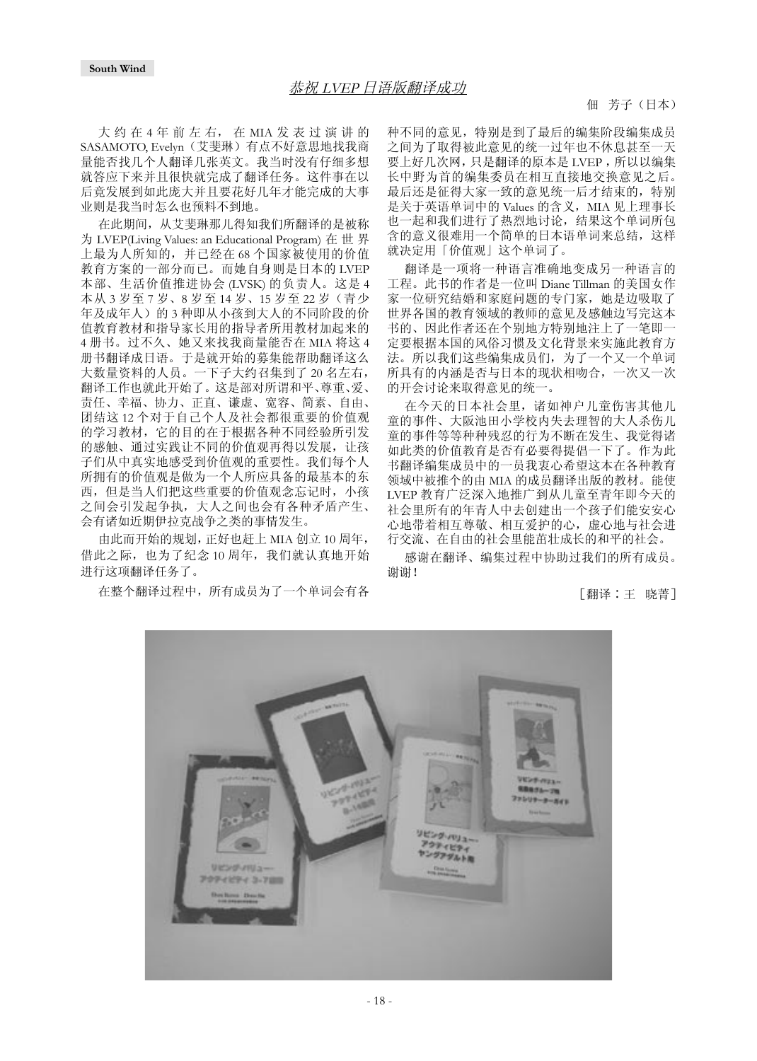## 恭祝 LVEP 日语版翻译成功

佃　芳子（日本）

大约在 4 年前左右，在 MIA 发表过演讲的 SASAMOTO, Evelyn（艾斐琳）有点不好意思地找我商量能否找几个人翻译几张英文。我当时没有仔细多想就答应下来并且很快就完成了翻译任务。这件事在以后竟发展到如此庞大并且要花好几年才能完成的大事业则是我当时怎么也预料不到地。

在此期间，从艾斐琳那儿得知我们所翻译的是被称为 LVEP(Living Values: an Educational Program) 在世界上最为人所知的，并已经在 68 个国家被使用的价值教育方案的一部分而已。而她自身则是日本的 LVEP 本部、生活价值推进协会 (LVSK) 的负责人。这是 4 本从 3 岁至 7 岁、8 岁至 14 岁、15 岁至 22 岁（青少年及成年人）的 3 种即从小孩到大人的不同阶段的价值教育教材和指导家长用的指导者所用教材加起来的 4 册书。过不久、她又来找我商量能否在 MIA 将这 4 册书翻译成日语。于是就开始的募集能帮助翻译这么大数量资料的人员。一下子大约召集到了 20 名左右，翻译工作也就此开始了。这是部对所谓和平、尊重、爱、责任、幸福、协力、正直、谦虚、宽容、简素、自由、团结这 12 个对于自己个人及社会都很重要的价值观的学习教材，它的目的在于根据各种不同经验所引发的感触、通过实践让不同的价值观再得以发展，让孩子们从中真实地感受到价值观的重要性。我们每个人所拥有的价值观是做为一个人所应具备的最基本的东西，但是当人们把这些重要的价值观念忘记时，小孩之间会引发起争执，大人之间也会有各种矛盾产生、会有诸如近期伊拉克战争之类的事情发生。

由此而开始的规划，正好也赶上 MIA 创立 10 周年，借此之际，也为了纪念 10 周年，我们就认真地开始进行这项翻译任务了。

在整个翻译过程中，所有成员为了一个单词会有各种不同的意见，特别是到了最后的编集阶段编集成员之间为了取得彼此意见的统一过年也不休息甚至一天要上好几次网，只是翻译的原本是 LVEP，所以以编集长中野为首的编集委员在相互直接地交换意见之后。最后还是征得大家一致的意见统一后才结束的，特别是关于英语单词中的 Values 的含义，MIA 见上理事长也一起和我们进行了热烈地讨论，结果这个单词所包含的意义很难用一个简单的日本语单词来总结，这样就决定用「价值观」这个单词了。

翻译是一项将一种语言准确地变成另一种语言的工程。此书的作者是一位叫 Diane Tillman 的美国女作家一位研究结婚和家庭问题的专门家，她是边吸取了世界各国的教育领域的教师的意见及感触边写完这本书的、因此作者还在个别地方特别地注上了一笔即一定要根据本国的风俗习惯及文化背景来实施此教育方法。所以我们这些编集成员们，为了一个又一个单词所具有的内涵是否与日本的现状相吻合，一次又一次的开会讨论来取得意见的统一。

在今天的日本社会里，诸如神户儿童伤害其他儿童的事件、大阪池田小学校内失去理智的大人杀伤儿童的事件等等种种残忍的行为不断在发生、我觉得诸如此类的价值教育是否有必要得提倡一下了。作为此书翻译编集成员中的一员我衷心希望这本在各种教育领域中被推介的由 MIA 的成员翻译出版的教材。能使 LVEP 教育广泛深入地推广到从儿童至青年即今天的社会里所有的年青人中去创建出一个孩子们能安安心心地带着相互尊敬、相互爱护的心，虚心地与社会进行交流、在自由的社会里能茁壮成长的和平的社会。

感谢在翻译、编集过程中协助过我们的所有成员。谢谢！

［翻译：王　晓菁］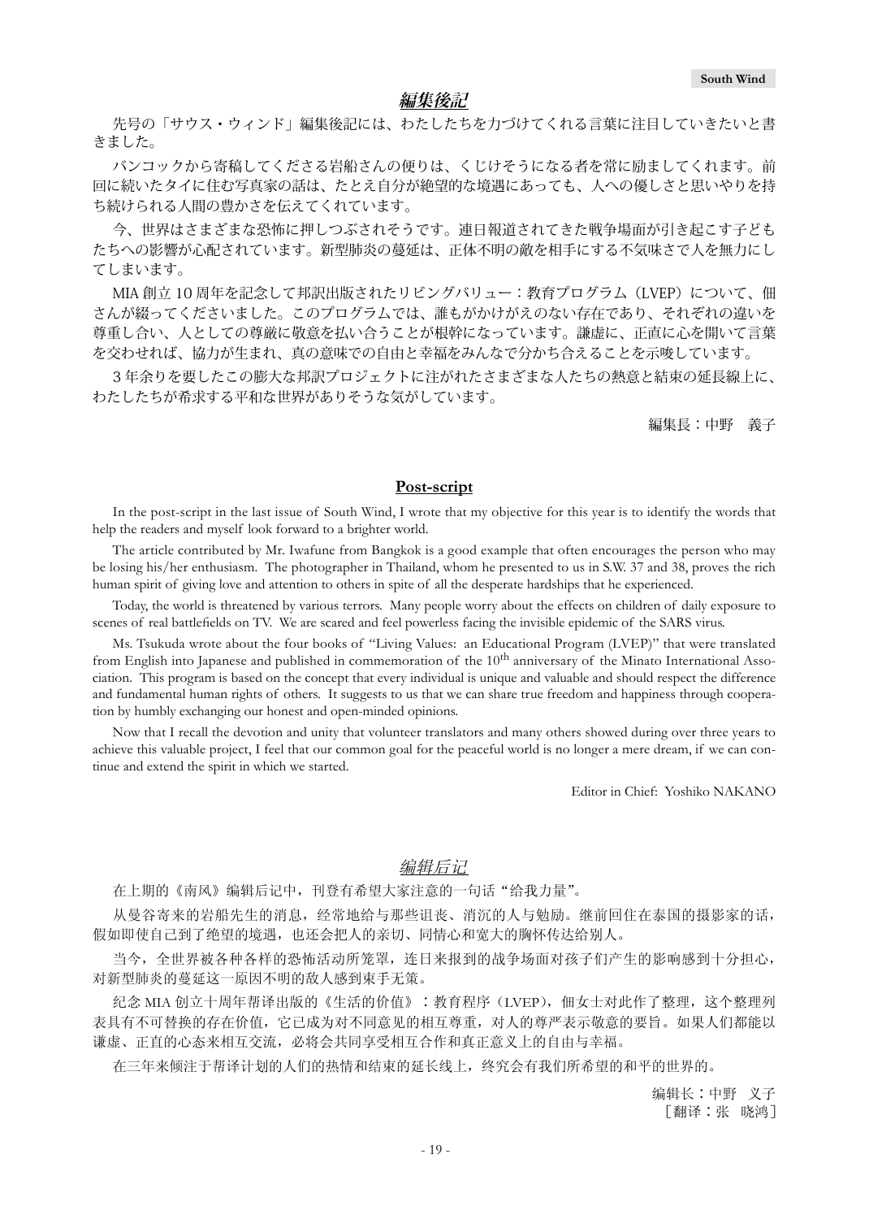## *編集後記*

先号の「サウス・ウィンド」編集後記には、わたしたちを力づけてくれる言葉に注目していきたいと書きました。

バンコックから寄稿してくださる岩船さんの便りは、くじけそうになる者を常に励ましてくれます。前回に続いたタイに住む写真家の話は、たとえ自分が絶望的な境遇にあっても、人への優しさと思いやりを持ち続けられる人間の豊かさを伝えてくれています。

今、世界はさまざまな恐怖に押しつぶされそうです。連日報道されてきた戦争場面が引き起こす子どもたちへの影響が心配されています。新型肺炎の蔓延は、正体不明の敵を相手にする不気味さで人を無力にしてしまいます。

MIA 創立 10 周年を記念して邦訳出版されたリビングバリュー：教育プログラム（LVEP）について、佃さんが綴ってくださいました。このプログラムでは、誰もがかけがえのない存在であり、それぞれの違いを尊重し合い、人としての尊厳に敬意を払い合うことが根幹になっています。謙虚に、正直に心を開いて言葉を交わせれば、協力が生まれ、真の意味での自由と幸福をみんなで分かち合えることを示唆しています。

３年余りを要したこの膨大な邦訳プロジェクトに注がれたさまざまな人たちの熱意と結束の延長線上に、わたしたちが希求する平和な世界がありそうな気がしています。

編集長：中野　義子

## Post-script

In the post-script in the last issue of South Wind, I wrote that my objective for this year is to identify the words that help the readers and myself look forward to a brighter world.

The article contributed by Mr. Iwafune from Bangkok is a good example that often encourages the person who may be losing his/her enthusiasm. The photographer in Thailand, whom he presented to us in S.W. 37 and 38, proves the rich human spirit of giving love and attention to others in spite of all the desperate hardships that he experienced.

Today, the world is threatened by various terrors. Many people worry about the effects on children of daily exposure to scenes of real battlefields on TV. We are scared and feel powerless facing the invisible epidemic of the SARS virus.

Ms. Tsukuda wrote about the four books of "Living Values: an Educational Program (LVEP)" that were translated from English into Japanese and published in commemoration of the 10th anniversary of the Minato International Association. This program is based on the concept that every individual is unique and valuable and should respect the difference and fundamental human rights of others. It suggests to us that we can share true freedom and happiness through cooperation by humbly exchanging our honest and open-minded opinions.

Now that I recall the devotion and unity that volunteer translators and many others showed during over three years to achieve this valuable project, I feel that our common goal for the peaceful world is no longer a mere dream, if we can continue and extend the spirit in which we started.

Editor in Chief: Yoshiko NAKANO

## *编辑后记*

在上期的《南风》编辑后记中，刊登有希望大家注意的一句话"给我力量"。

从曼谷寄来的岩船先生的消息，经常地给与那些沮丧、消沉的人与勉励。继前回住在泰国的摄影家的话，假如即使自己到了绝望的境遇，也还会把人的亲切、同情心和宽大的胸怀传达给别人。

当今，全世界被各种各样的恐怖活动所笼罩，连日来报到的战争场面对孩子们产生的影响感到十分担心，对新型肺炎的蔓延这一原因不明的敌人感到束手无策。

纪念 MIA 创立十周年帮译出版的《生活的价值》：教育程序（LVEP），佃女士对此作了整理，这个整理列表具有不可替换的存在价值，它已成为对不同意见的相互尊重，对人的尊严表示敬意的要旨。如果人们都能以谦虚、正直的心态来相互交流，必将会共同享受相互合作和真正意义上的自由与幸福。

在三年来倾注于帮译计划的人们的热情和结束的延长线上，终究会有我们所希望的和平的世界的。

编辑长：中野　义子
［翻译：张　晓鸿］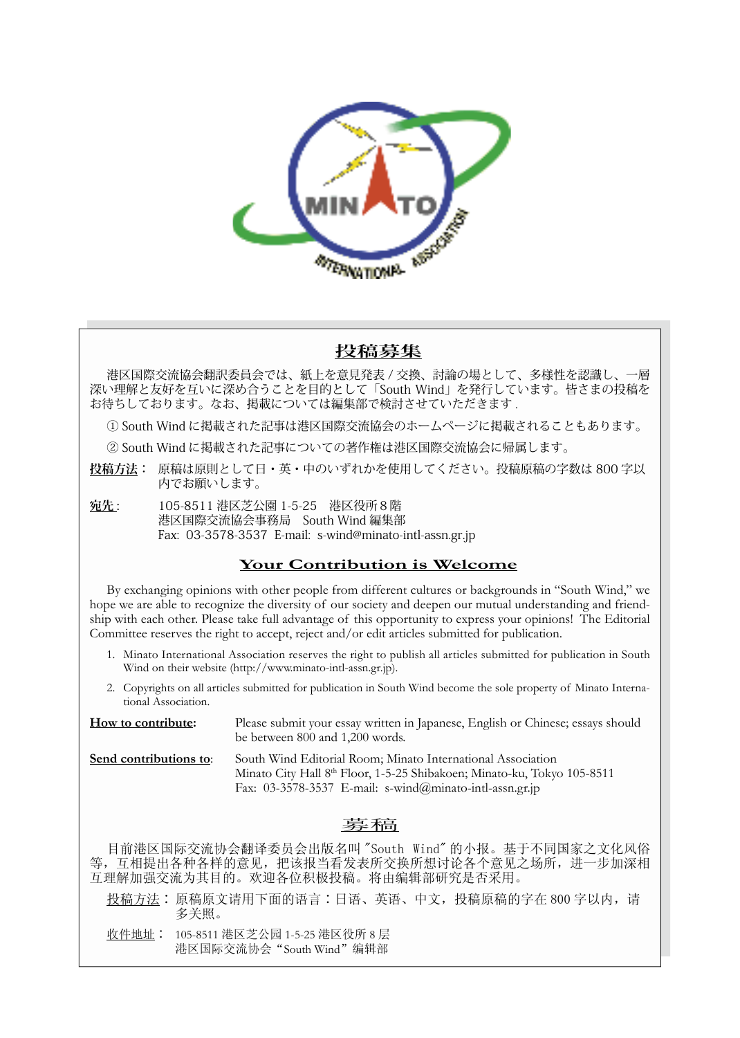## 投稿募集

港区国際交流協会翻訳委員会では、紙上を意見発表 / 交換、討論の場として、多様性を認識し、一層深い理解と友好を互いに深め合うことを目的として「South Wind」を発行しています。皆さまの投稿をお待ちしております。なお、掲載については編集部で検討させていただきます .

① South Wind に掲載された記事は港区国際交流協会のホームページに掲載されることもあります。

② South Wind に掲載された記事についての著作権は港区国際交流協会に帰属します。

**投稿方法**： 原稿は原則として日・英・中のいずれかを使用してください。投稿原稿の字数は 800 字以内でお願いします。

**宛先**: 105-8511 港区芝公園 1-5-25　港区役所８階
港区国際交流協会事務局　South Wind 編集部
Fax: 03-3578-3537 E-mail: s-wind@minato-intl-assn.gr.jp

## Your Contribution is Welcome

By exchanging opinions with other people from different cultures or backgrounds in “South Wind,” we hope we are able to recognize the diversity of our society and deepen our mutual understanding and friendship with each other. Please take full advantage of this opportunity to express your opinions! The Editorial Committee reserves the right to accept, reject and/or edit articles submitted for publication.

1. Minato International Association reserves the right to publish all articles submitted for publication in South Wind on their website (http://www.minato-intl-assn.gr.jp).
2. Copyrights on all articles submitted for publication in South Wind become the sole property of Minato International Association.

**How to contribute:** Please submit your essay written in Japanese, English or Chinese; essays should be between 800 and 1,200 words.

**Send contributions to:** South Wind Editorial Room; Minato International Association
Minato City Hall 8th Floor, 1-5-25 Shibakoen; Minato-ku, Tokyo 105-8511
Fax: 03-3578-3537 E-mail: s-wind@minato-intl-assn.gr.jp

## 募稿

目前港区国际交流协会翻译委员会出版名叫〝South Wind〞的小报。基于不同国家之文化风俗等，互相提出各种各样的意见，把该报当看发表所交换所想讨论各个意见之场所，进一步加深相互理解加强交流为其目的。欢迎各位积极投稿。将由编辑部研究是否采用。

投稿方法： 原稿原文请用下面的语言：日语、英语、中文，投稿原稿的字在 800 字以内，请多关照。

收件地址： 105-8511 港区芝公园 1-5-25 港区役所 8 层
港区国际交流协会“South Wind”编辑部